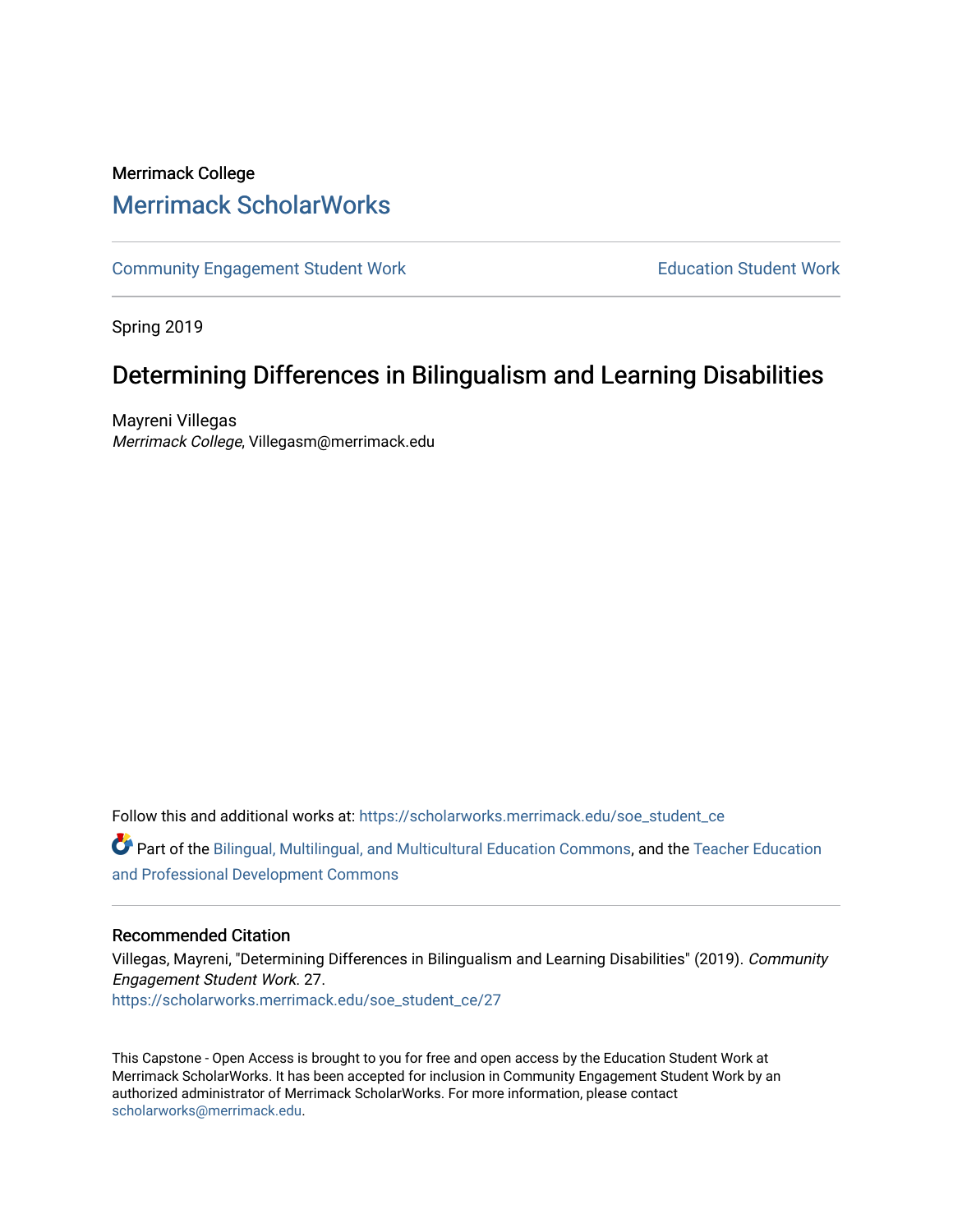Merrimack College

## Merrimack ScholarWorks

Community Engagement Student Work

Education Student Work

Spring 2019

# Determining Differences in Bilingualism and Learning Disabilities

Mayreni Villegas
*Merrimack College*, Villegasm@merrimack.edu

Follow this and additional works at: https://scholarworks.merrimack.edu/soe_student_ce

Part of the Bilingual, Multilingual, and Multicultural Education Commons, and the Teacher Education and Professional Development Commons

### Recommended Citation

Villegas, Mayreni, "Determining Differences in Bilingualism and Learning Disabilities" (2019). *Community Engagement Student Work*. 27.
https://scholarworks.merrimack.edu/soe_student_ce/27

This Capstone - Open Access is brought to you for free and open access by the Education Student Work at Merrimack ScholarWorks. It has been accepted for inclusion in Community Engagement Student Work by an authorized administrator of Merrimack ScholarWorks. For more information, please contact scholarworks@merrimack.edu.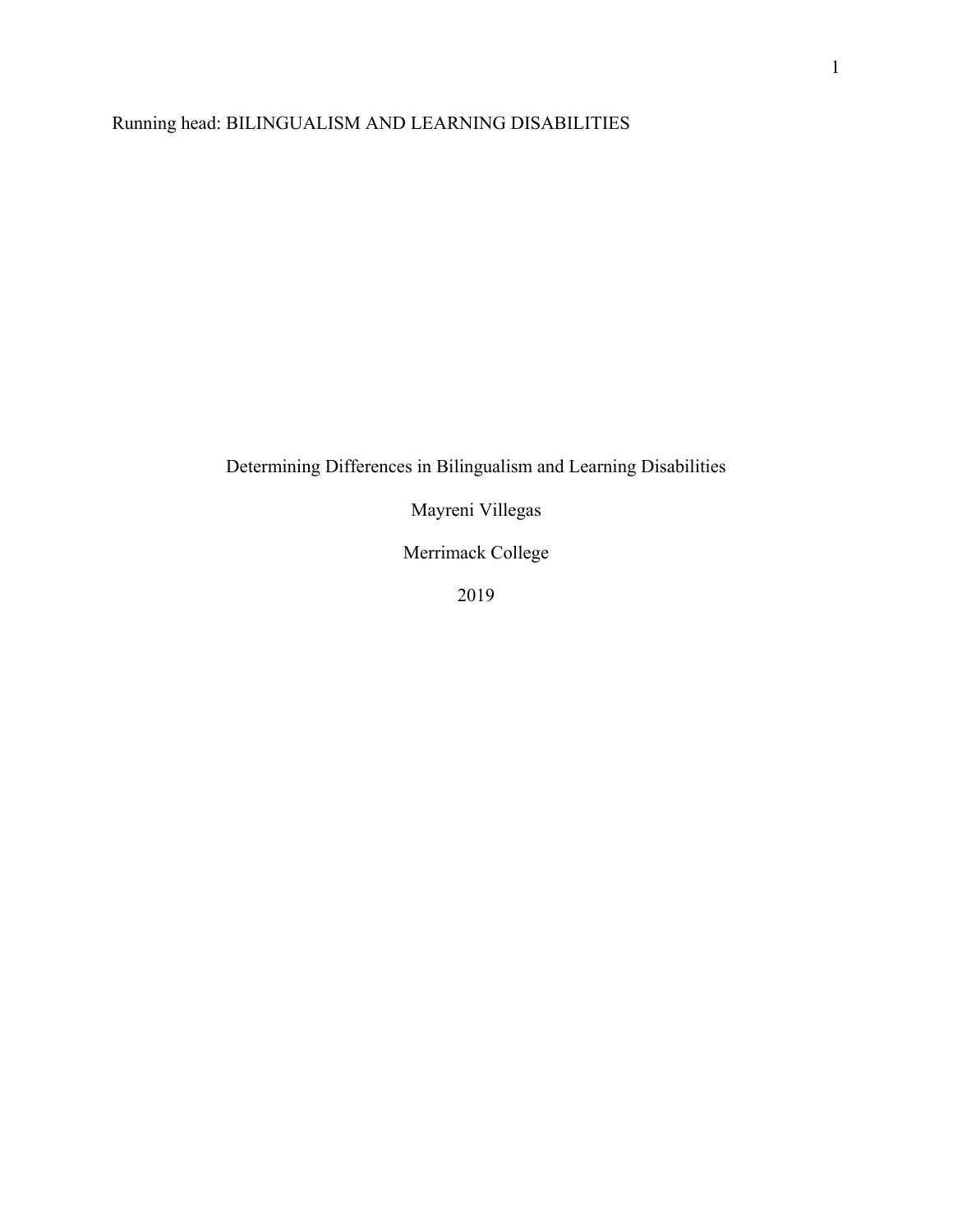Determining Differences in Bilingualism and Learning Disabilities

Mayreni Villegas

Merrimack College

2019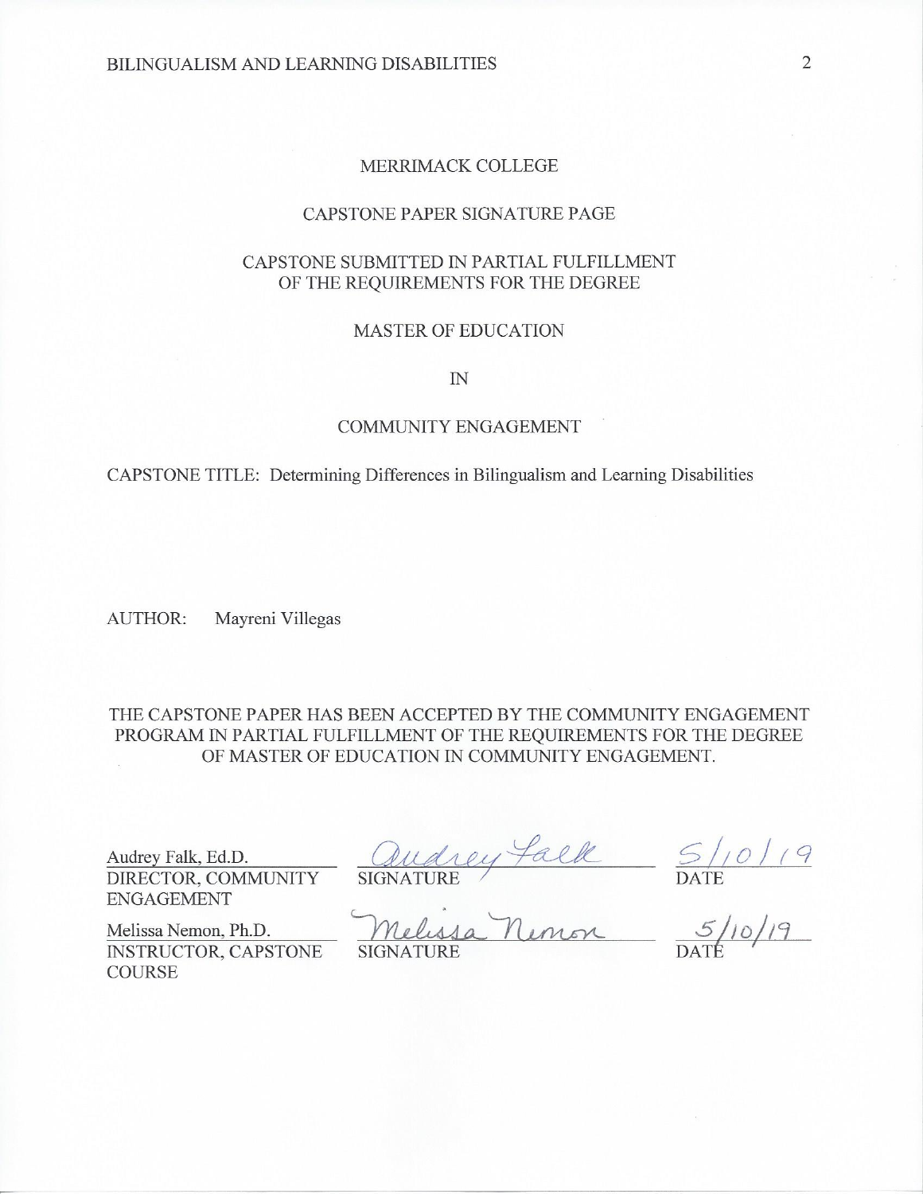MERRIMACK COLLEGE

CAPSTONE PAPER SIGNATURE PAGE

CAPSTONE SUBMITTED IN PARTIAL FULFILLMENT OF THE REQUIREMENTS FOR THE DEGREE

MASTER OF EDUCATION

IN

COMMUNITY ENGAGEMENT

CAPSTONE TITLE: Determining Differences in Bilingualism and Learning Disabilities

AUTHOR: Mayreni Villegas

THE CAPSTONE PAPER HAS BEEN ACCEPTED BY THE COMMUNITY ENGAGEMENT PROGRAM IN PARTIAL FULFILLMENT OF THE REQUIREMENTS FOR THE DEGREE OF MASTER OF EDUCATION IN COMMUNITY ENGAGEMENT.

| | | |
|---|---|---|
| Audrey Falk, Ed.D.<br>DIRECTOR, COMMUNITY ENGAGEMENT | Audrey Falk<br>SIGNATURE | 5/10/19<br>DATE |
| Melissa Nemon, Ph.D.<br>INSTRUCTOR, CAPSTONE COURSE | Melissa Nemon<br>SIGNATURE | 5/10/19<br>DATE |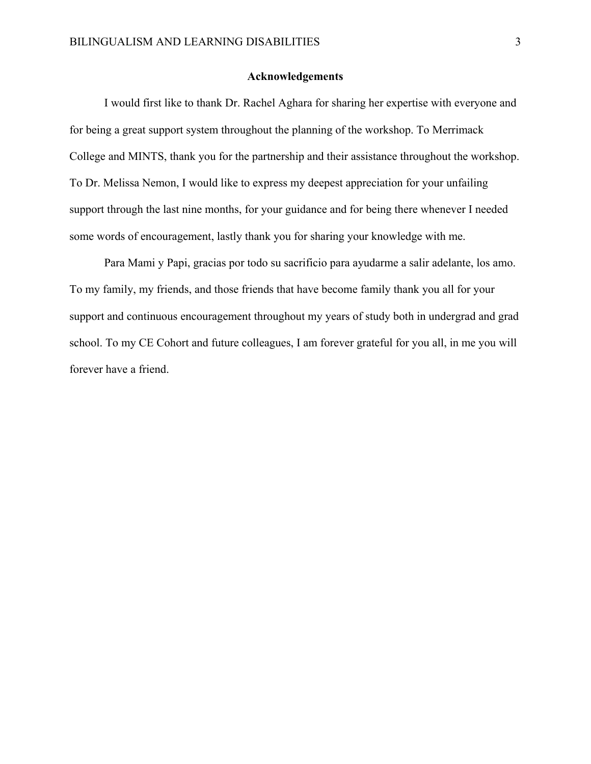## Acknowledgements

I would first like to thank Dr. Rachel Aghara for sharing her expertise with everyone and for being a great support system throughout the planning of the workshop. To Merrimack College and MINTS, thank you for the partnership and their assistance throughout the workshop. To Dr. Melissa Nemon, I would like to express my deepest appreciation for your unfailing support through the last nine months, for your guidance and for being there whenever I needed some words of encouragement, lastly thank you for sharing your knowledge with me.

Para Mami y Papi, gracias por todo su sacrificio para ayudarme a salir adelante, los amo. To my family, my friends, and those friends that have become family thank you all for your support and continuous encouragement throughout my years of study both in undergrad and grad school. To my CE Cohort and future colleagues, I am forever grateful for you all, in me you will forever have a friend.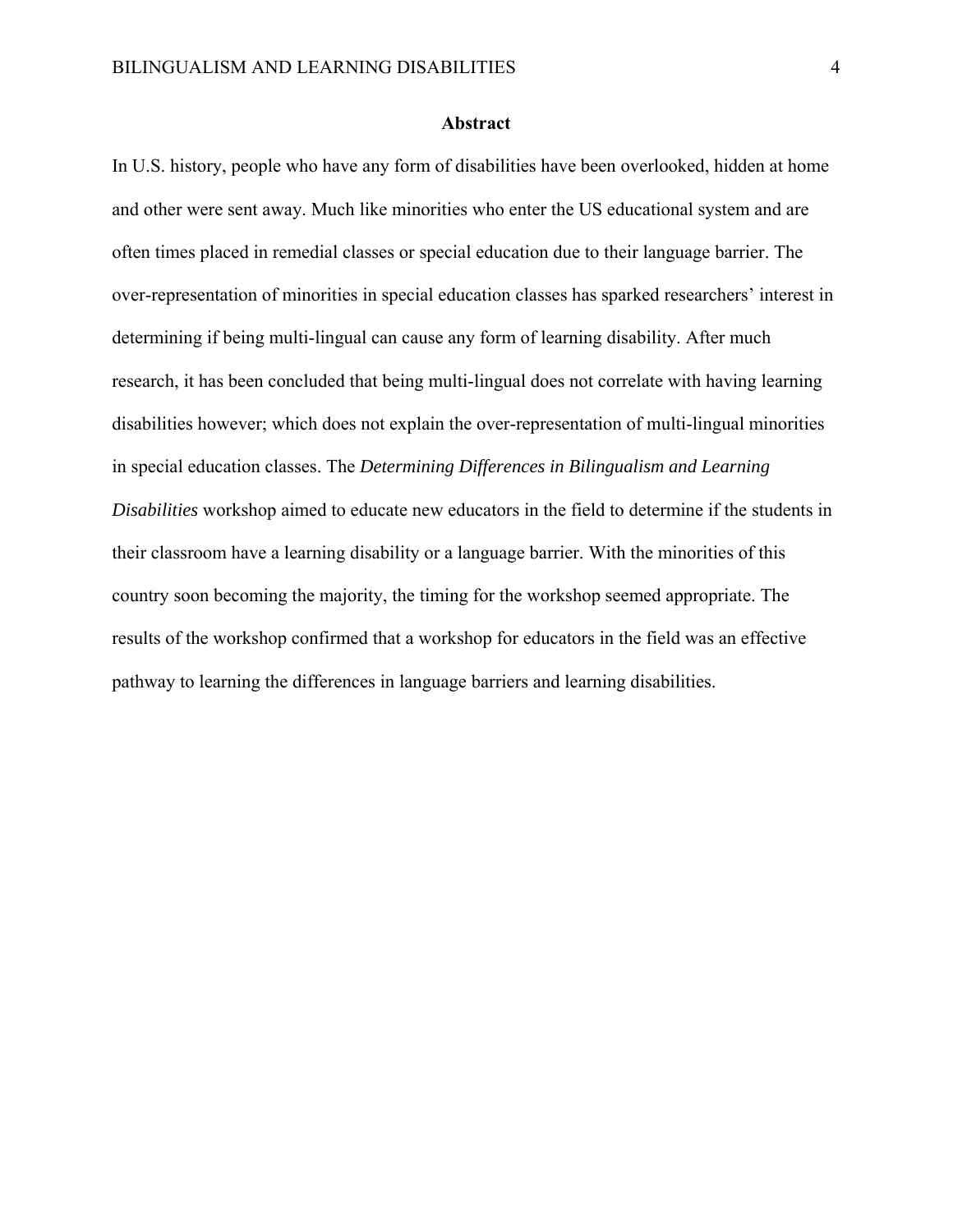## Abstract

In U.S. history, people who have any form of disabilities have been overlooked, hidden at home and other were sent away. Much like minorities who enter the US educational system and are often times placed in remedial classes or special education due to their language barrier. The over-representation of minorities in special education classes has sparked researchers' interest in determining if being multi-lingual can cause any form of learning disability. After much research, it has been concluded that being multi-lingual does not correlate with having learning disabilities however; which does not explain the over-representation of multi-lingual minorities in special education classes. The *Determining Differences in Bilingualism and Learning Disabilities* workshop aimed to educate new educators in the field to determine if the students in their classroom have a learning disability or a language barrier. With the minorities of this country soon becoming the majority, the timing for the workshop seemed appropriate. The results of the workshop confirmed that a workshop for educators in the field was an effective pathway to learning the differences in language barriers and learning disabilities.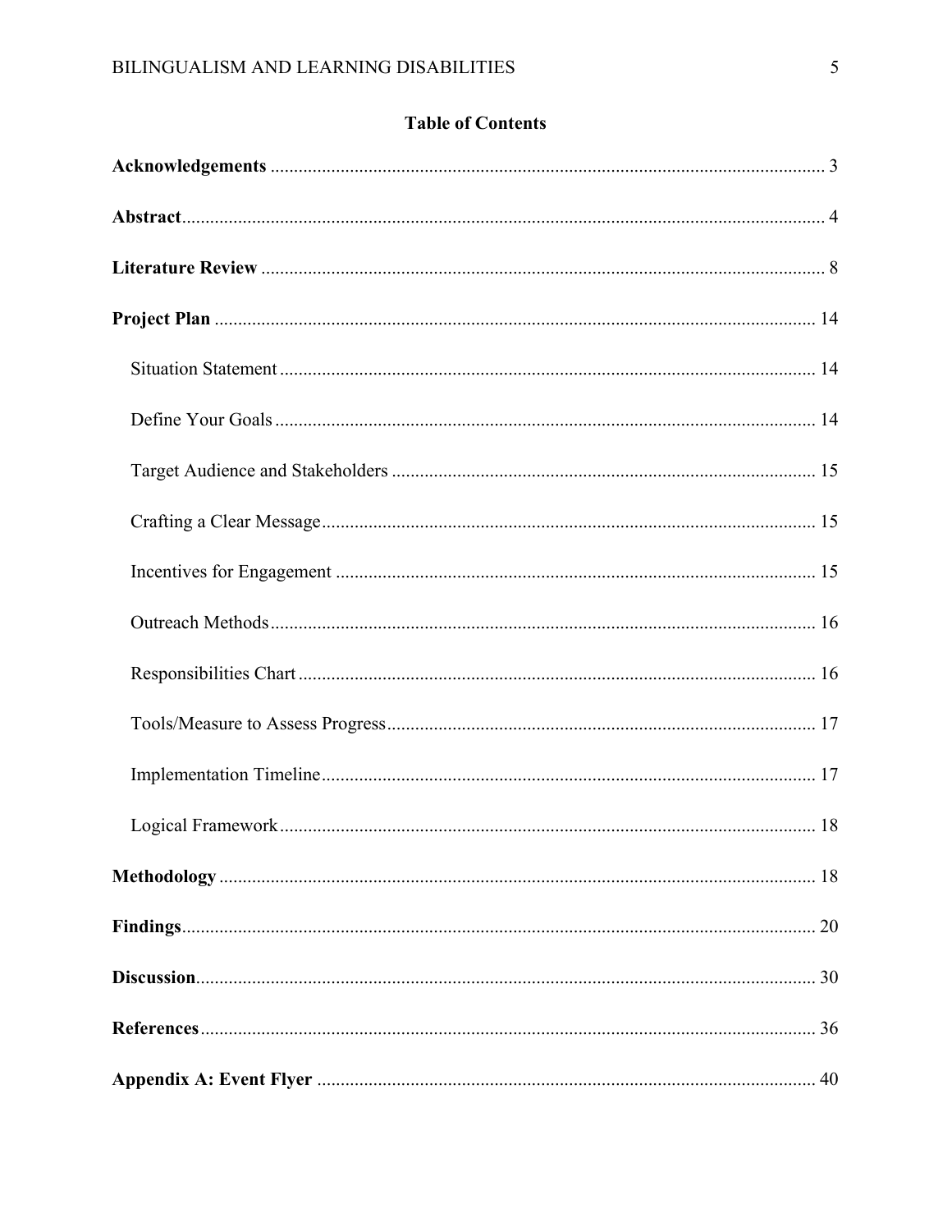# Table of Contents

**Acknowledgements** ..................................................................................................... 3

**Abstract**....................................................................................................................... 4

**Literature Review** ...................................................................................................... 8

**Project Plan** ............................................................................................................... 14

Situation Statement ................................................................................................. 14

Define Your Goals .................................................................................................. 14

Target Audience and Stakeholders ......................................................................... 15

Crafting a Clear Message........................................................................................ 15

Incentives for Engagement ..................................................................................... 15

Outreach Methods................................................................................................... 16

Responsibilities Chart ............................................................................................. 16

Tools/Measure to Assess Progress.......................................................................... 17

Implementation Timeline........................................................................................ 17

Logical Framework................................................................................................. 18

**Methodology** .............................................................................................................. 18

**Findings**...................................................................................................................... 20

**Discussion**................................................................................................................... 30

**References**.................................................................................................................. 36

**Appendix A: Event Flyer** ......................................................................................... 40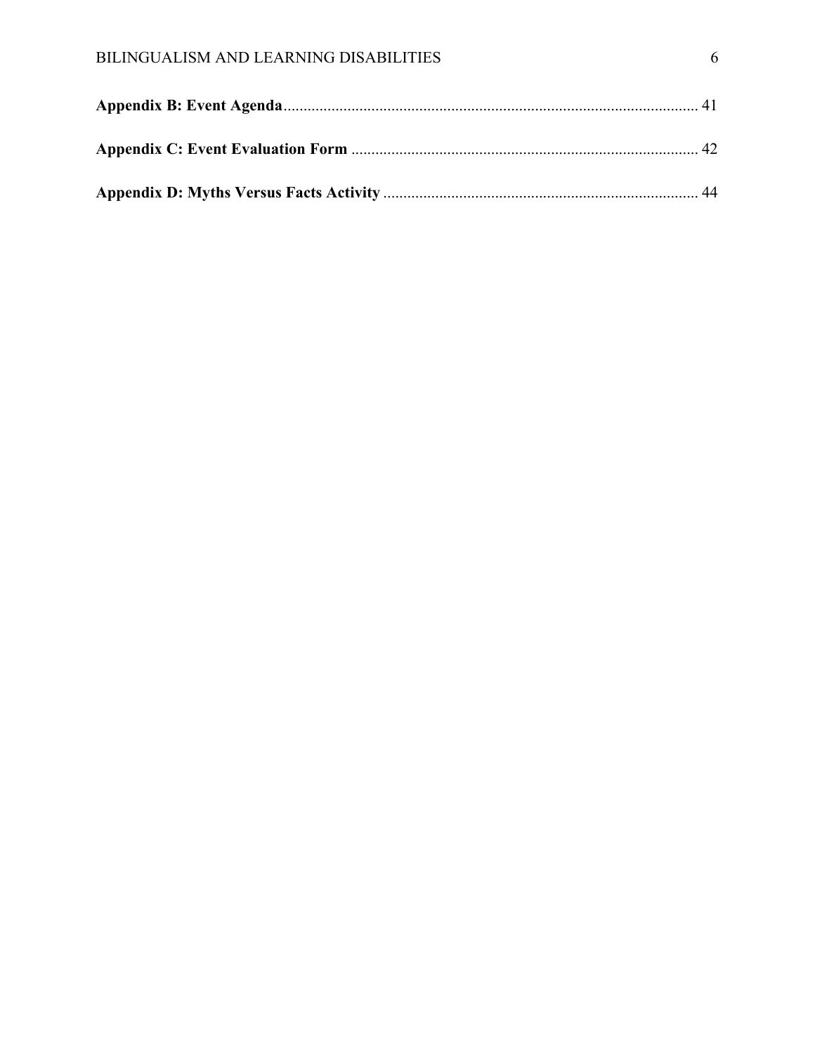**Appendix B: Event Agenda** ........................................................................................................ 41

**Appendix C: Event Evaluation Form** ....................................................................................... 42

**Appendix D: Myths Versus Facts Activity** ............................................................................... 44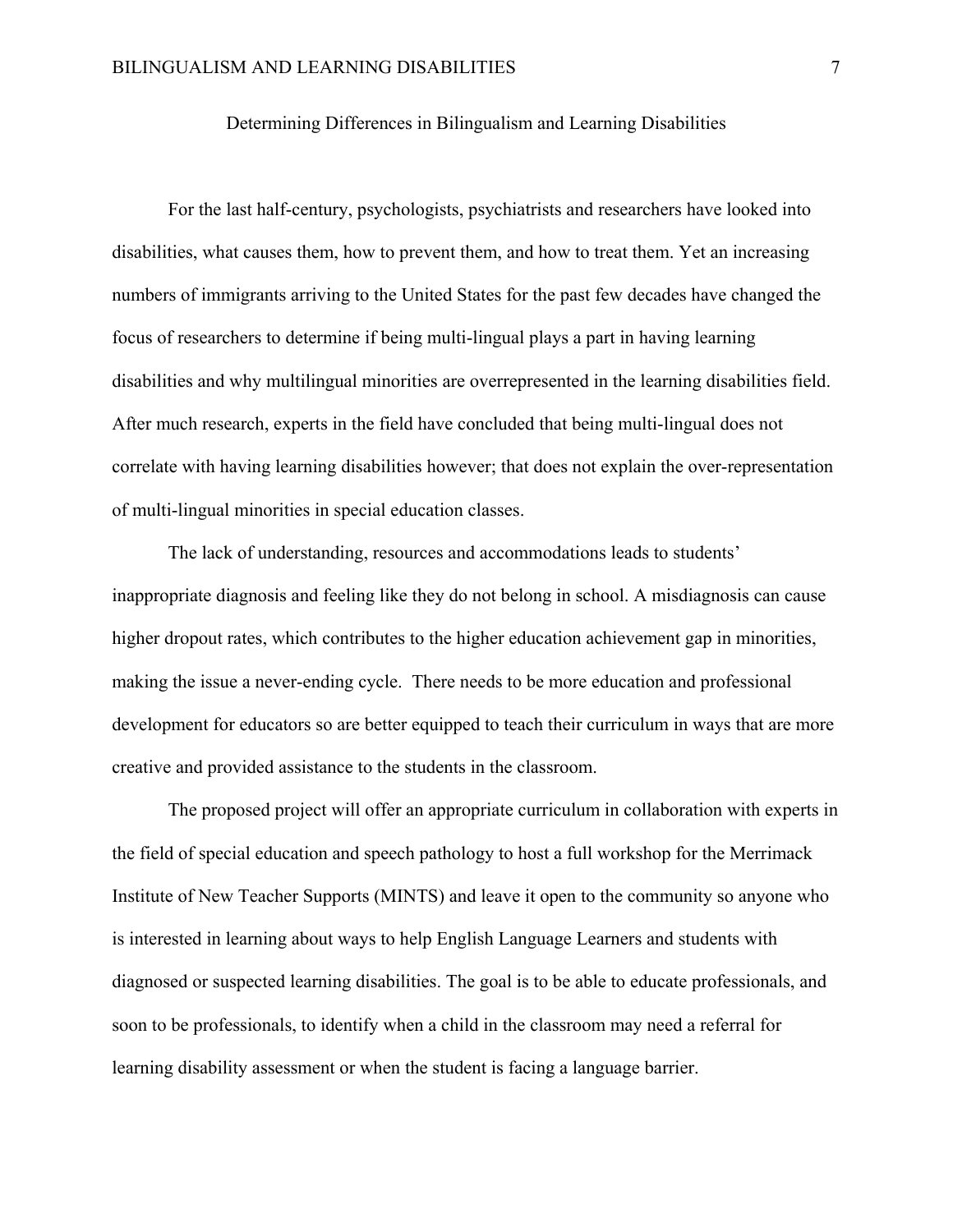# Determining Differences in Bilingualism and Learning Disabilities

For the last half-century, psychologists, psychiatrists and researchers have looked into disabilities, what causes them, how to prevent them, and how to treat them. Yet an increasing numbers of immigrants arriving to the United States for the past few decades have changed the focus of researchers to determine if being multi-lingual plays a part in having learning disabilities and why multilingual minorities are overrepresented in the learning disabilities field. After much research, experts in the field have concluded that being multi-lingual does not correlate with having learning disabilities however; that does not explain the over-representation of multi-lingual minorities in special education classes.

The lack of understanding, resources and accommodations leads to students' inappropriate diagnosis and feeling like they do not belong in school. A misdiagnosis can cause higher dropout rates, which contributes to the higher education achievement gap in minorities, making the issue a never-ending cycle. There needs to be more education and professional development for educators so are better equipped to teach their curriculum in ways that are more creative and provided assistance to the students in the classroom.

The proposed project will offer an appropriate curriculum in collaboration with experts in the field of special education and speech pathology to host a full workshop for the Merrimack Institute of New Teacher Supports (MINTS) and leave it open to the community so anyone who is interested in learning about ways to help English Language Learners and students with diagnosed or suspected learning disabilities. The goal is to be able to educate professionals, and soon to be professionals, to identify when a child in the classroom may need a referral for learning disability assessment or when the student is facing a language barrier.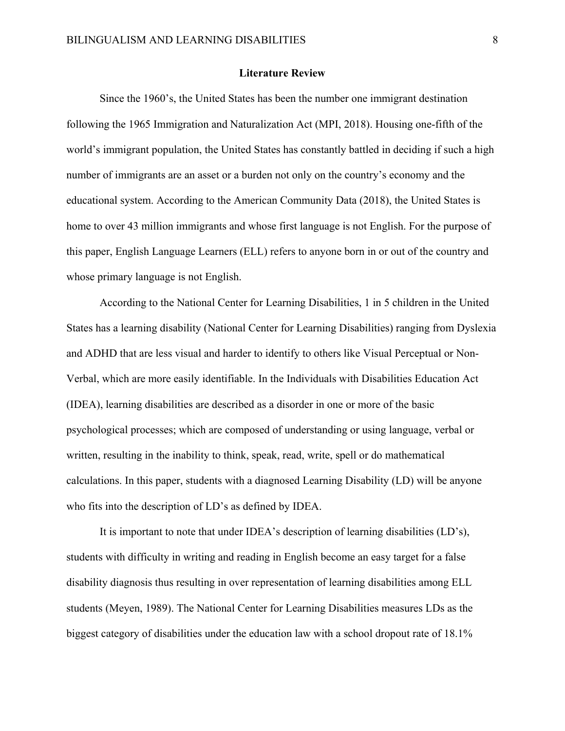## Literature Review

Since the 1960's, the United States has been the number one immigrant destination following the 1965 Immigration and Naturalization Act (MPI, 2018). Housing one-fifth of the world's immigrant population, the United States has constantly battled in deciding if such a high number of immigrants are an asset or a burden not only on the country's economy and the educational system. According to the American Community Data (2018), the United States is home to over 43 million immigrants and whose first language is not English. For the purpose of this paper, English Language Learners (ELL) refers to anyone born in or out of the country and whose primary language is not English.

According to the National Center for Learning Disabilities, 1 in 5 children in the United States has a learning disability (National Center for Learning Disabilities) ranging from Dyslexia and ADHD that are less visual and harder to identify to others like Visual Perceptual or Non-Verbal, which are more easily identifiable. In the Individuals with Disabilities Education Act (IDEA), learning disabilities are described as a disorder in one or more of the basic psychological processes; which are composed of understanding or using language, verbal or written, resulting in the inability to think, speak, read, write, spell or do mathematical calculations. In this paper, students with a diagnosed Learning Disability (LD) will be anyone who fits into the description of LD's as defined by IDEA.

It is important to note that under IDEA's description of learning disabilities (LD's), students with difficulty in writing and reading in English become an easy target for a false disability diagnosis thus resulting in over representation of learning disabilities among ELL students (Meyen, 1989). The National Center for Learning Disabilities measures LDs as the biggest category of disabilities under the education law with a school dropout rate of 18.1%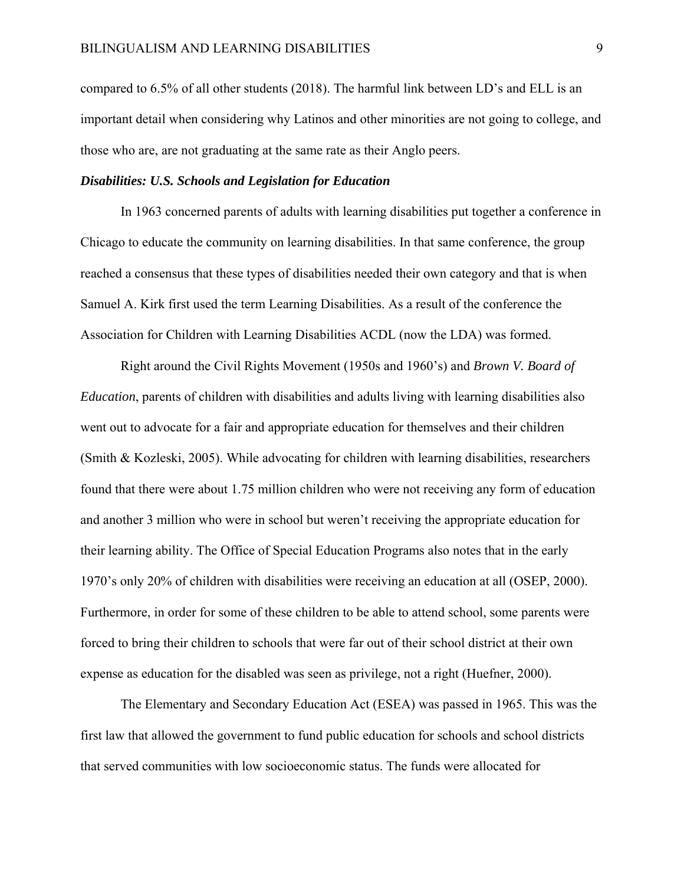compared to 6.5% of all other students (2018). The harmful link between LD's and ELL is an important detail when considering why Latinos and other minorities are not going to college, and those who are, are not graduating at the same rate as their Anglo peers.

### *Disabilities: U.S. Schools and Legislation for Education*

In 1963 concerned parents of adults with learning disabilities put together a conference in Chicago to educate the community on learning disabilities. In that same conference, the group reached a consensus that these types of disabilities needed their own category and that is when Samuel A. Kirk first used the term Learning Disabilities. As a result of the conference the Association for Children with Learning Disabilities ACDL (now the LDA) was formed.

Right around the Civil Rights Movement (1950s and 1960's) and *Brown V. Board of Education*, parents of children with disabilities and adults living with learning disabilities also went out to advocate for a fair and appropriate education for themselves and their children (Smith & Kozleski, 2005). While advocating for children with learning disabilities, researchers found that there were about 1.75 million children who were not receiving any form of education and another 3 million who were in school but weren't receiving the appropriate education for their learning ability. The Office of Special Education Programs also notes that in the early 1970's only 20% of children with disabilities were receiving an education at all (OSEP, 2000). Furthermore, in order for some of these children to be able to attend school, some parents were forced to bring their children to schools that were far out of their school district at their own expense as education for the disabled was seen as privilege, not a right (Huefner, 2000).

The Elementary and Secondary Education Act (ESEA) was passed in 1965. This was the first law that allowed the government to fund public education for schools and school districts that served communities with low socioeconomic status. The funds were allocated for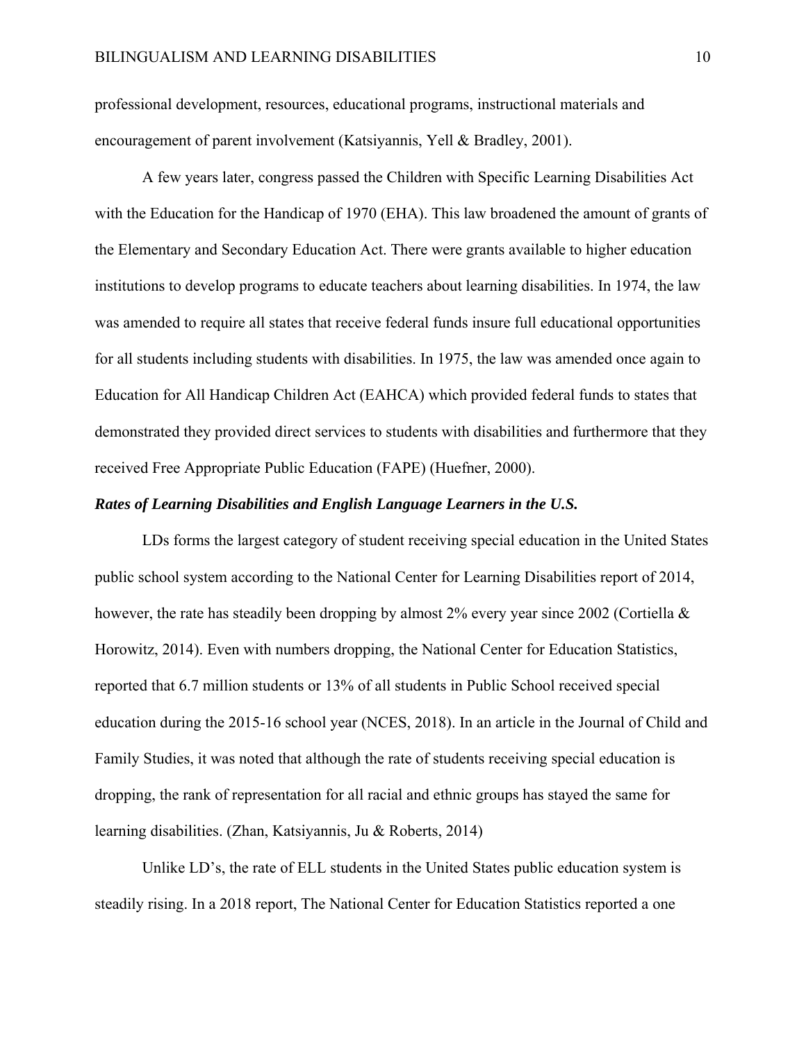professional development, resources, educational programs, instructional materials and encouragement of parent involvement (Katsiyannis, Yell & Bradley, 2001).

A few years later, congress passed the Children with Specific Learning Disabilities Act with the Education for the Handicap of 1970 (EHA). This law broadened the amount of grants of the Elementary and Secondary Education Act. There were grants available to higher education institutions to develop programs to educate teachers about learning disabilities. In 1974, the law was amended to require all states that receive federal funds insure full educational opportunities for all students including students with disabilities. In 1975, the law was amended once again to Education for All Handicap Children Act (EAHCA) which provided federal funds to states that demonstrated they provided direct services to students with disabilities and furthermore that they received Free Appropriate Public Education (FAPE) (Huefner, 2000).

***Rates of Learning Disabilities and English Language Learners in the U.S.***

LDs forms the largest category of student receiving special education in the United States public school system according to the National Center for Learning Disabilities report of 2014, however, the rate has steadily been dropping by almost 2% every year since 2002 (Cortiella & Horowitz, 2014). Even with numbers dropping, the National Center for Education Statistics, reported that 6.7 million students or 13% of all students in Public School received special education during the 2015-16 school year (NCES, 2018). In an article in the Journal of Child and Family Studies, it was noted that although the rate of students receiving special education is dropping, the rank of representation for all racial and ethnic groups has stayed the same for learning disabilities. (Zhan, Katsiyannis, Ju & Roberts, 2014)

Unlike LD's, the rate of ELL students in the United States public education system is steadily rising. In a 2018 report, The National Center for Education Statistics reported a one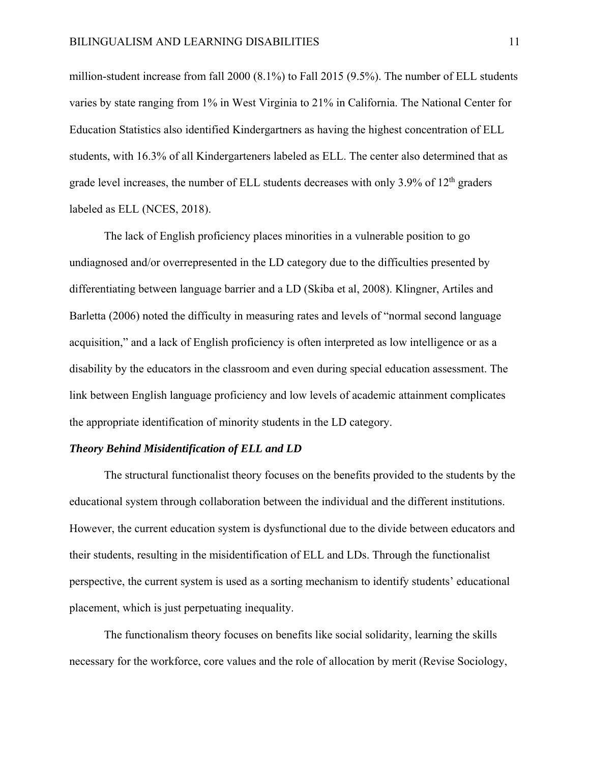million-student increase from fall 2000 (8.1%) to Fall 2015 (9.5%). The number of ELL students varies by state ranging from 1% in West Virginia to 21% in California. The National Center for Education Statistics also identified Kindergartners as having the highest concentration of ELL students, with 16.3% of all Kindergarteners labeled as ELL. The center also determined that as grade level increases, the number of ELL students decreases with only 3.9% of 12th graders labeled as ELL (NCES, 2018).

The lack of English proficiency places minorities in a vulnerable position to go undiagnosed and/or overrepresented in the LD category due to the difficulties presented by differentiating between language barrier and a LD (Skiba et al, 2008). Klingner, Artiles and Barletta (2006) noted the difficulty in measuring rates and levels of "normal second language acquisition," and a lack of English proficiency is often interpreted as low intelligence or as a disability by the educators in the classroom and even during special education assessment. The link between English language proficiency and low levels of academic attainment complicates the appropriate identification of minority students in the LD category.

***Theory Behind Misidentification of ELL and LD***

The structural functionalist theory focuses on the benefits provided to the students by the educational system through collaboration between the individual and the different institutions. However, the current education system is dysfunctional due to the divide between educators and their students, resulting in the misidentification of ELL and LDs. Through the functionalist perspective, the current system is used as a sorting mechanism to identify students' educational placement, which is just perpetuating inequality.

The functionalism theory focuses on benefits like social solidarity, learning the skills necessary for the workforce, core values and the role of allocation by merit (Revise Sociology,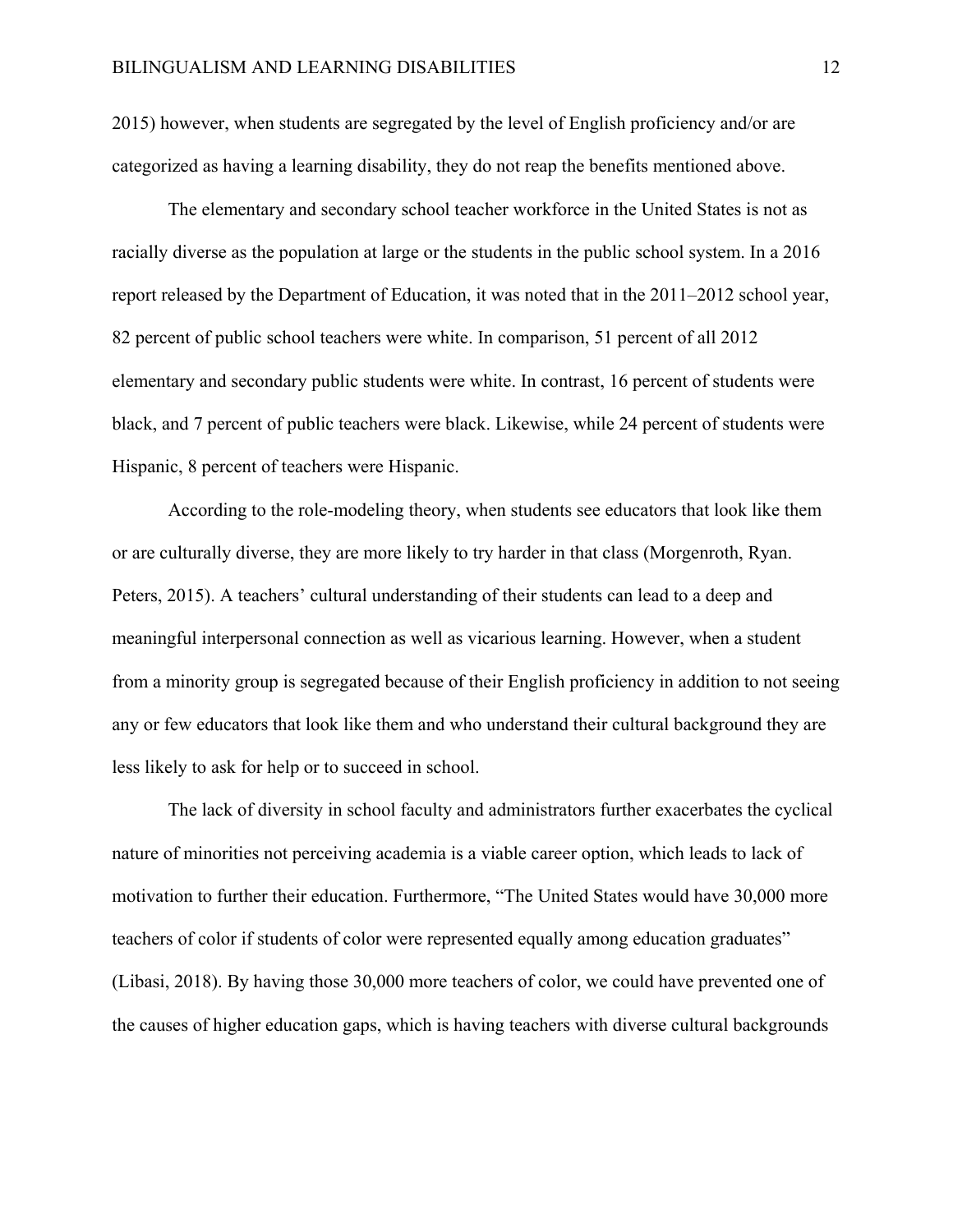2015) however, when students are segregated by the level of English proficiency and/or are categorized as having a learning disability, they do not reap the benefits mentioned above.

The elementary and secondary school teacher workforce in the United States is not as racially diverse as the population at large or the students in the public school system. In a 2016 report released by the Department of Education, it was noted that in the 2011–2012 school year, 82 percent of public school teachers were white. In comparison, 51 percent of all 2012 elementary and secondary public students were white. In contrast, 16 percent of students were black, and 7 percent of public teachers were black. Likewise, while 24 percent of students were Hispanic, 8 percent of teachers were Hispanic.

According to the role-modeling theory, when students see educators that look like them or are culturally diverse, they are more likely to try harder in that class (Morgenroth, Ryan. Peters, 2015). A teachers' cultural understanding of their students can lead to a deep and meaningful interpersonal connection as well as vicarious learning. However, when a student from a minority group is segregated because of their English proficiency in addition to not seeing any or few educators that look like them and who understand their cultural background they are less likely to ask for help or to succeed in school.

The lack of diversity in school faculty and administrators further exacerbates the cyclical nature of minorities not perceiving academia is a viable career option, which leads to lack of motivation to further their education. Furthermore, "The United States would have 30,000 more teachers of color if students of color were represented equally among education graduates" (Libasi, 2018). By having those 30,000 more teachers of color, we could have prevented one of the causes of higher education gaps, which is having teachers with diverse cultural backgrounds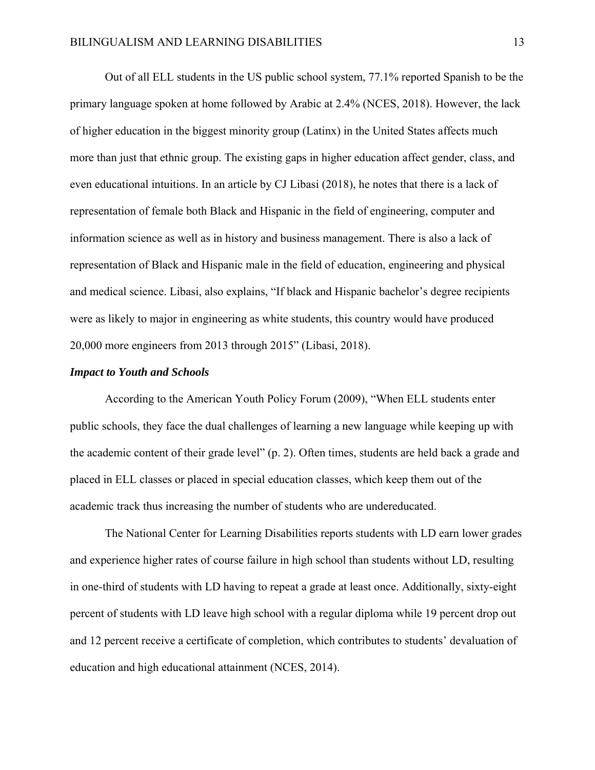Out of all ELL students in the US public school system, 77.1% reported Spanish to be the primary language spoken at home followed by Arabic at 2.4% (NCES, 2018). However, the lack of higher education in the biggest minority group (Latinx) in the United States affects much more than just that ethnic group. The existing gaps in higher education affect gender, class, and even educational intuitions. In an article by CJ Libasi (2018), he notes that there is a lack of representation of female both Black and Hispanic in the field of engineering, computer and information science as well as in history and business management. There is also a lack of representation of Black and Hispanic male in the field of education, engineering and physical and medical science. Libasi, also explains, "If black and Hispanic bachelor's degree recipients were as likely to major in engineering as white students, this country would have produced 20,000 more engineers from 2013 through 2015" (Libasi, 2018).

### *Impact to Youth and Schools*

According to the American Youth Policy Forum (2009), "When ELL students enter public schools, they face the dual challenges of learning a new language while keeping up with the academic content of their grade level" (p. 2). Often times, students are held back a grade and placed in ELL classes or placed in special education classes, which keep them out of the academic track thus increasing the number of students who are undereducated.

The National Center for Learning Disabilities reports students with LD earn lower grades and experience higher rates of course failure in high school than students without LD, resulting in one-third of students with LD having to repeat a grade at least once. Additionally, sixty-eight percent of students with LD leave high school with a regular diploma while 19 percent drop out and 12 percent receive a certificate of completion, which contributes to students' devaluation of education and high educational attainment (NCES, 2014).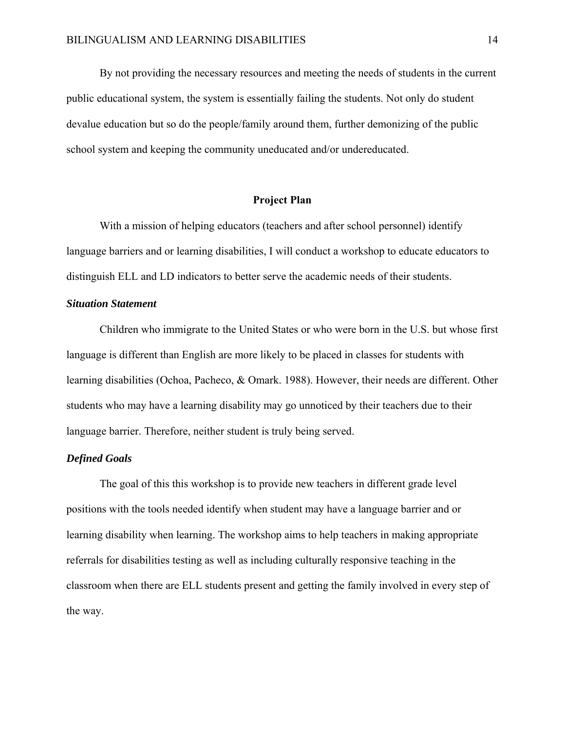By not providing the necessary resources and meeting the needs of students in the current public educational system, the system is essentially failing the students. Not only do student devalue education but so do the people/family around them, further demonizing of the public school system and keeping the community uneducated and/or undereducated.

## Project Plan

With a mission of helping educators (teachers and after school personnel) identify language barriers and or learning disabilities, I will conduct a workshop to educate educators to distinguish ELL and LD indicators to better serve the academic needs of their students.

### ***Situation Statement***

Children who immigrate to the United States or who were born in the U.S. but whose first language is different than English are more likely to be placed in classes for students with learning disabilities (Ochoa, Pacheco, & Omark. 1988). However, their needs are different. Other students who may have a learning disability may go unnoticed by their teachers due to their language barrier. Therefore, neither student is truly being served.

### ***Defined Goals***

The goal of this this workshop is to provide new teachers in different grade level positions with the tools needed identify when student may have a language barrier and or learning disability when learning. The workshop aims to help teachers in making appropriate referrals for disabilities testing as well as including culturally responsive teaching in the classroom when there are ELL students present and getting the family involved in every step of the way.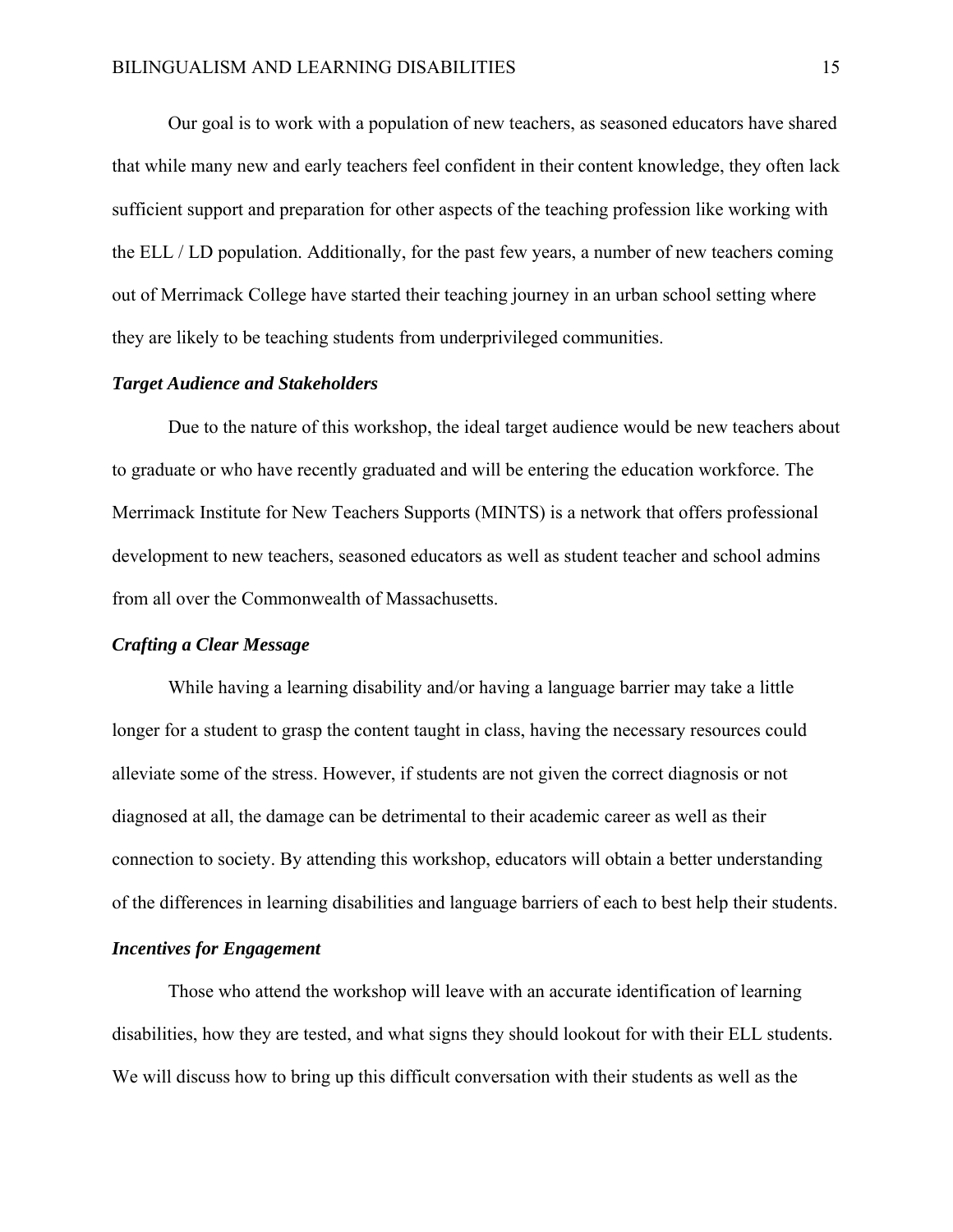Our goal is to work with a population of new teachers, as seasoned educators have shared that while many new and early teachers feel confident in their content knowledge, they often lack sufficient support and preparation for other aspects of the teaching profession like working with the ELL / LD population. Additionally, for the past few years, a number of new teachers coming out of Merrimack College have started their teaching journey in an urban school setting where they are likely to be teaching students from underprivileged communities.

### *Target Audience and Stakeholders*

Due to the nature of this workshop, the ideal target audience would be new teachers about to graduate or who have recently graduated and will be entering the education workforce. The Merrimack Institute for New Teachers Supports (MINTS) is a network that offers professional development to new teachers, seasoned educators as well as student teacher and school admins from all over the Commonwealth of Massachusetts.

### *Crafting a Clear Message*

While having a learning disability and/or having a language barrier may take a little longer for a student to grasp the content taught in class, having the necessary resources could alleviate some of the stress. However, if students are not given the correct diagnosis or not diagnosed at all, the damage can be detrimental to their academic career as well as their connection to society. By attending this workshop, educators will obtain a better understanding of the differences in learning disabilities and language barriers of each to best help their students.

### *Incentives for Engagement*

Those who attend the workshop will leave with an accurate identification of learning disabilities, how they are tested, and what signs they should lookout for with their ELL students. We will discuss how to bring up this difficult conversation with their students as well as the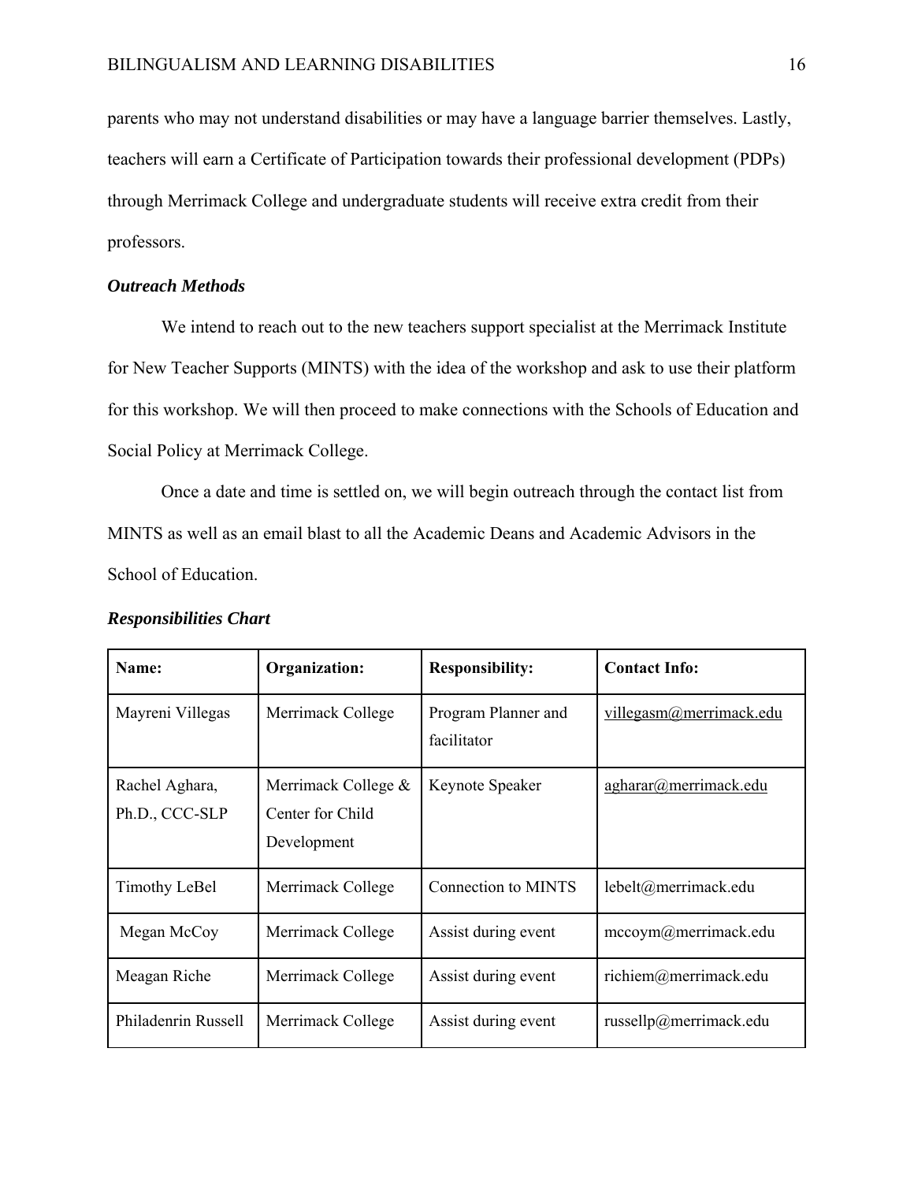parents who may not understand disabilities or may have a language barrier themselves. Lastly, teachers will earn a Certificate of Participation towards their professional development (PDPs) through Merrimack College and undergraduate students will receive extra credit from their professors.

### *Outreach Methods*

We intend to reach out to the new teachers support specialist at the Merrimack Institute for New Teacher Supports (MINTS) with the idea of the workshop and ask to use their platform for this workshop. We will then proceed to make connections with the Schools of Education and Social Policy at Merrimack College.

Once a date and time is settled on, we will begin outreach through the contact list from MINTS as well as an email blast to all the Academic Deans and Academic Advisors in the School of Education.

### *Responsibilities Chart*

| **Name:** | **Organization:** | **Responsibility:** | **Contact Info:** |
|---|---|---|---|
| Mayreni Villegas | Merrimack College | Program Planner and facilitator | villegasm@merrimack.edu |
| Rachel Aghara, Ph.D., CCC-SLP | Merrimack College & Center for Child Development | Keynote Speaker | agharar@merrimack.edu |
| Timothy LeBel | Merrimack College | Connection to MINTS | lebelt@merrimack.edu |
| Megan McCoy | Merrimack College | Assist during event | mccoym@merrimack.edu |
| Meagan Riche | Merrimack College | Assist during event | richiem@merrimack.edu |
| Philadenrin Russell | Merrimack College | Assist during event | russellp@merrimack.edu |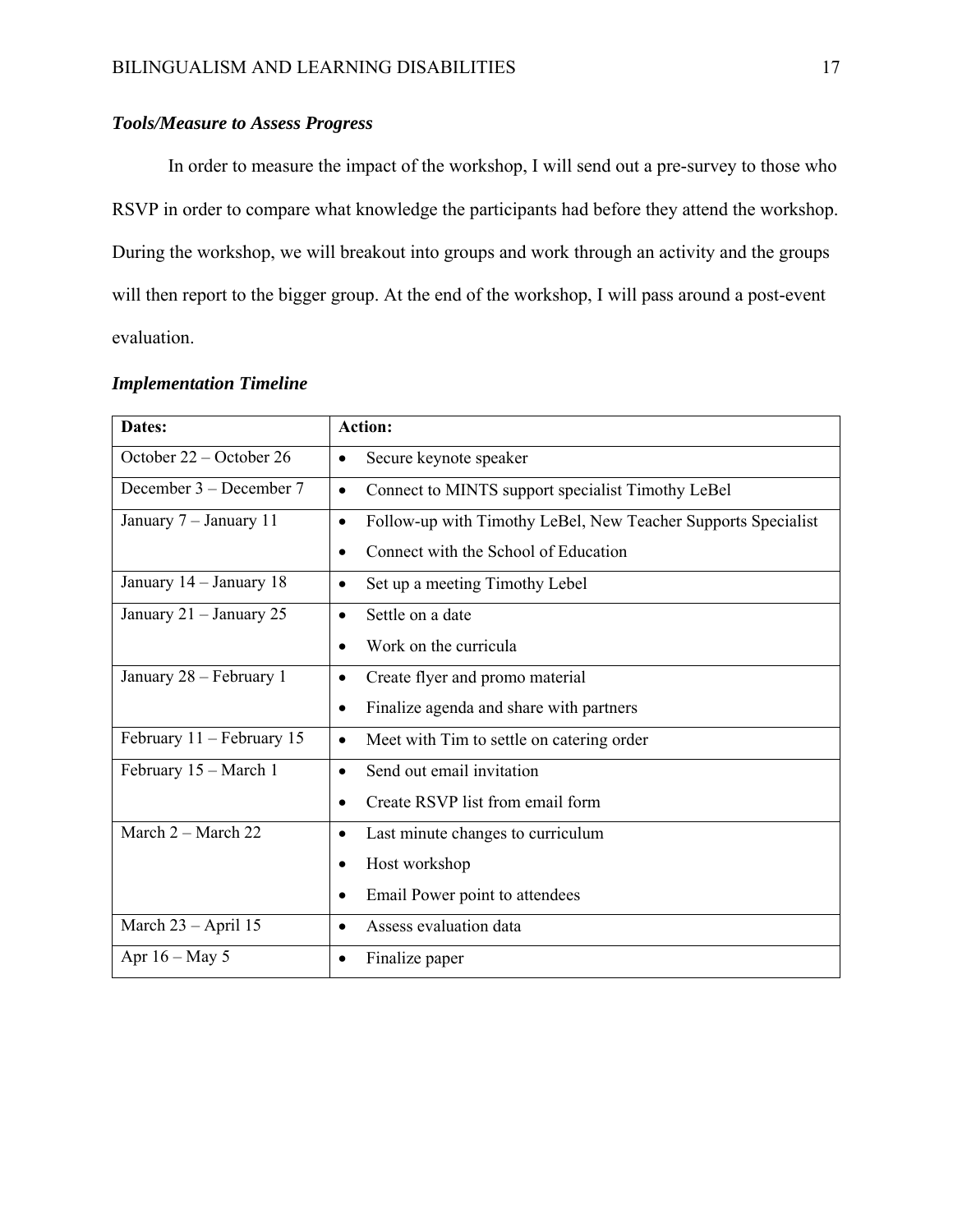### ***Tools/Measure to Assess Progress***

In order to measure the impact of the workshop, I will send out a pre-survey to those who RSVP in order to compare what knowledge the participants had before they attend the workshop. During the workshop, we will breakout into groups and work through an activity and the groups will then report to the bigger group. At the end of the workshop, I will pass around a post-event evaluation.

### ***Implementation Timeline***

| **Dates:** | **Action:** |
|---|---|
| October 22 – October 26 | • Secure keynote speaker |
| December 3 – December 7 | • Connect to MINTS support specialist Timothy LeBel |
| January 7 – January 11 | • Follow-up with Timothy LeBel, New Teacher Supports Specialist<br>• Connect with the School of Education |
| January 14 – January 18 | • Set up a meeting Timothy Lebel |
| January 21 – January 25 | • Settle on a date<br>• Work on the curricula |
| January 28 – February 1 | • Create flyer and promo material<br>• Finalize agenda and share with partners |
| February 11 – February 15 | • Meet with Tim to settle on catering order |
| February 15 – March 1 | • Send out email invitation<br>• Create RSVP list from email form |
| March 2 – March 22 | • Last minute changes to curriculum<br>• Host workshop<br>• Email Power point to attendees |
| March 23 – April 15 | • Assess evaluation data |
| Apr 16 – May 5 | • Finalize paper |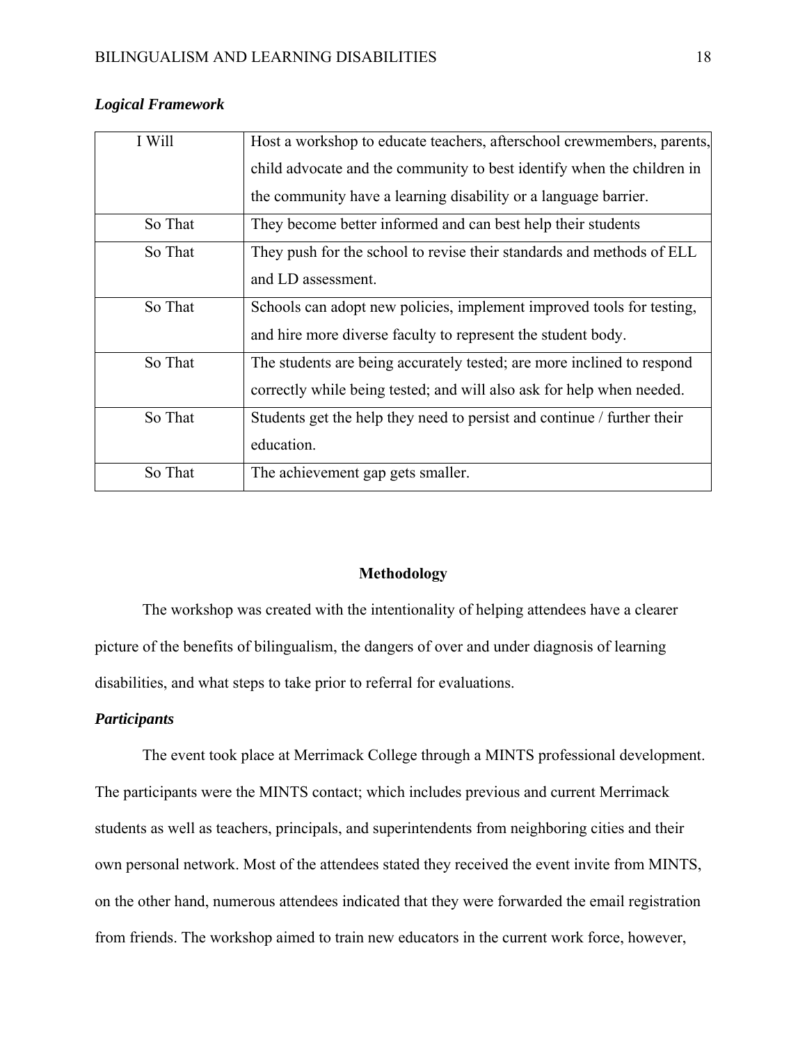***Logical Framework***

| I Will | Host a workshop to educate teachers, afterschool crewmembers, parents, child advocate and the community to best identify when the children in the community have a learning disability or a language barrier. |
|---|---|
| So That | They become better informed and can best help their students |
| So That | They push for the school to revise their standards and methods of ELL and LD assessment. |
| So That | Schools can adopt new policies, implement improved tools for testing, and hire more diverse faculty to represent the student body. |
| So That | The students are being accurately tested; are more inclined to respond correctly while being tested; and will also ask for help when needed. |
| So That | Students get the help they need to persist and continue / further their education. |
| So That | The achievement gap gets smaller. |

## Methodology

The workshop was created with the intentionality of helping attendees have a clearer picture of the benefits of bilingualism, the dangers of over and under diagnosis of learning disabilities, and what steps to take prior to referral for evaluations.

***Participants***

The event took place at Merrimack College through a MINTS professional development. The participants were the MINTS contact; which includes previous and current Merrimack students as well as teachers, principals, and superintendents from neighboring cities and their own personal network. Most of the attendees stated they received the event invite from MINTS, on the other hand, numerous attendees indicated that they were forwarded the email registration from friends. The workshop aimed to train new educators in the current work force, however,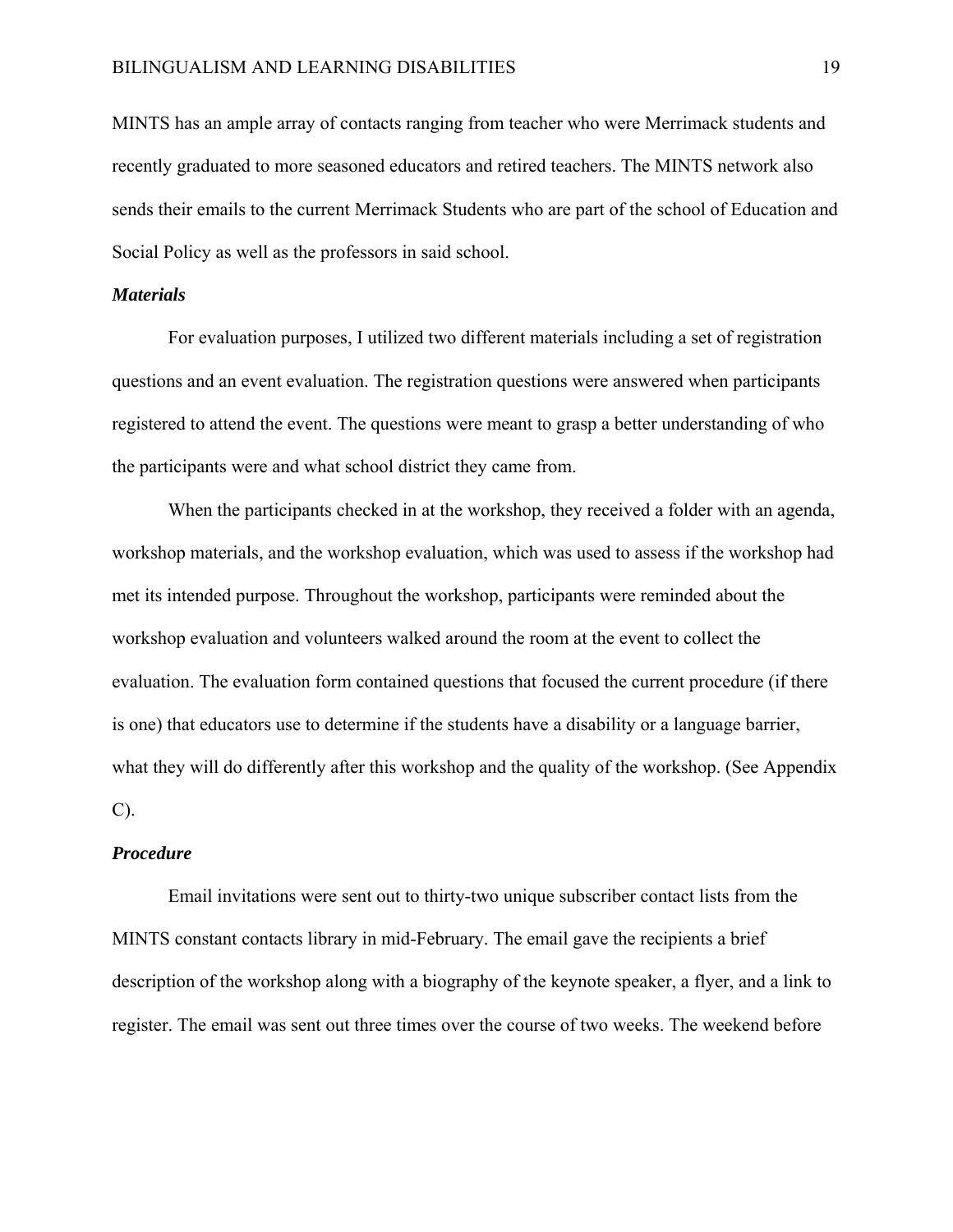MINTS has an ample array of contacts ranging from teacher who were Merrimack students and recently graduated to more seasoned educators and retired teachers. The MINTS network also sends their emails to the current Merrimack Students who are part of the school of Education and Social Policy as well as the professors in said school.

### *Materials*

For evaluation purposes, I utilized two different materials including a set of registration questions and an event evaluation. The registration questions were answered when participants registered to attend the event. The questions were meant to grasp a better understanding of who the participants were and what school district they came from.

When the participants checked in at the workshop, they received a folder with an agenda, workshop materials, and the workshop evaluation, which was used to assess if the workshop had met its intended purpose. Throughout the workshop, participants were reminded about the workshop evaluation and volunteers walked around the room at the event to collect the evaluation. The evaluation form contained questions that focused the current procedure (if there is one) that educators use to determine if the students have a disability or a language barrier, what they will do differently after this workshop and the quality of the workshop. (See Appendix C).

### *Procedure*

Email invitations were sent out to thirty-two unique subscriber contact lists from the MINTS constant contacts library in mid-February. The email gave the recipients a brief description of the workshop along with a biography of the keynote speaker, a flyer, and a link to register. The email was sent out three times over the course of two weeks. The weekend before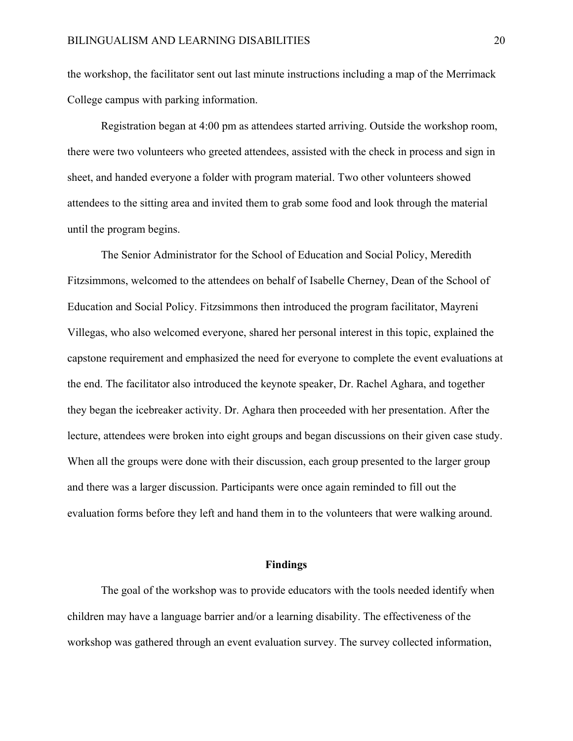the workshop, the facilitator sent out last minute instructions including a map of the Merrimack College campus with parking information.

Registration began at 4:00 pm as attendees started arriving. Outside the workshop room, there were two volunteers who greeted attendees, assisted with the check in process and sign in sheet, and handed everyone a folder with program material. Two other volunteers showed attendees to the sitting area and invited them to grab some food and look through the material until the program begins.

The Senior Administrator for the School of Education and Social Policy, Meredith Fitzsimmons, welcomed to the attendees on behalf of Isabelle Cherney, Dean of the School of Education and Social Policy. Fitzsimmons then introduced the program facilitator, Mayreni Villegas, who also welcomed everyone, shared her personal interest in this topic, explained the capstone requirement and emphasized the need for everyone to complete the event evaluations at the end. The facilitator also introduced the keynote speaker, Dr. Rachel Aghara, and together they began the icebreaker activity. Dr. Aghara then proceeded with her presentation. After the lecture, attendees were broken into eight groups and began discussions on their given case study. When all the groups were done with their discussion, each group presented to the larger group and there was a larger discussion. Participants were once again reminded to fill out the evaluation forms before they left and hand them in to the volunteers that were walking around.

## Findings

The goal of the workshop was to provide educators with the tools needed identify when children may have a language barrier and/or a learning disability. The effectiveness of the workshop was gathered through an event evaluation survey. The survey collected information,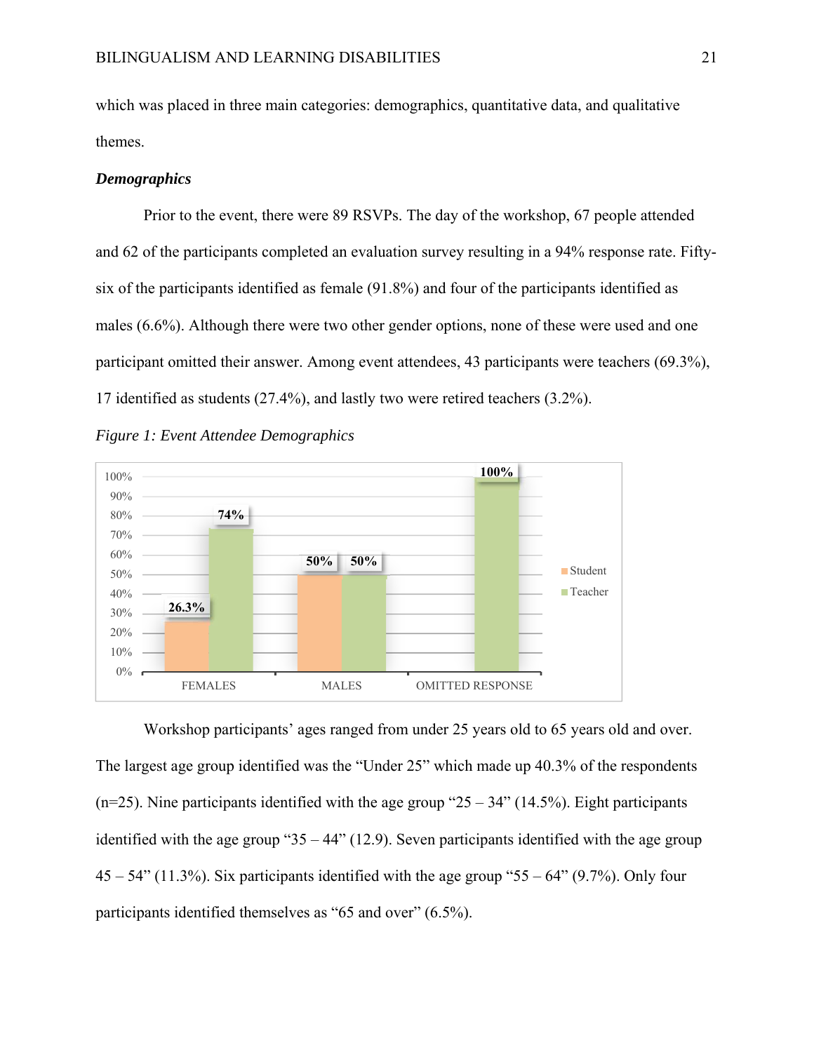which was placed in three main categories: demographics, quantitative data, and qualitative themes.

***Demographics***

Prior to the event, there were 89 RSVPs. The day of the workshop, 67 people attended and 62 of the participants completed an evaluation survey resulting in a 94% response rate. Fifty-six of the participants identified as female (91.8%) and four of the participants identified as males (6.6%). Although there were two other gender options, none of these were used and one participant omitted their answer. Among event attendees, 43 participants were teachers (69.3%), 17 identified as students (27.4%), and lastly two were retired teachers (3.2%).

*Figure 1: Event Attendee Demographics*

| | Student | Teacher |
|---|---|---|
| FEMALES | 26.3% | 74% |
| MALES | 50% | 50% |
| OMITTED RESPONSE | | 100% |

Workshop participants' ages ranged from under 25 years old to 65 years old and over. The largest age group identified was the "Under 25" which made up 40.3% of the respondents (n=25). Nine participants identified with the age group "25 – 34" (14.5%). Eight participants identified with the age group "35 – 44" (12.9). Seven participants identified with the age group 45 – 54" (11.3%). Six participants identified with the age group "55 – 64" (9.7%). Only four participants identified themselves as "65 and over" (6.5%).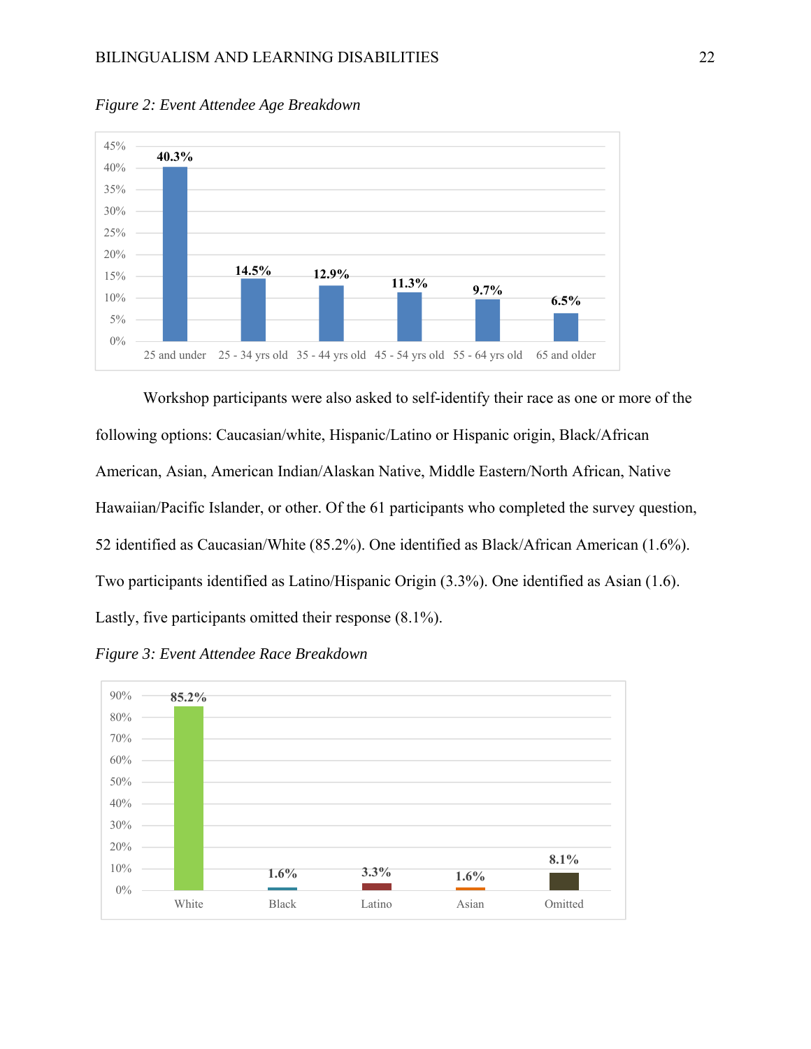*Figure 2: Event Attendee Age Breakdown*

| Age | Percentage |
|---|---|
| 25 and under | 40.3% |
| 25 - 34 yrs old | 14.5% |
| 35 - 44 yrs old | 12.9% |
| 45 - 54 yrs old | 11.3% |
| 55 - 64 yrs old | 9.7% |
| 65 and older | 6.5% |

Workshop participants were also asked to self-identify their race as one or more of the following options: Caucasian/white, Hispanic/Latino or Hispanic origin, Black/African American, Asian, American Indian/Alaskan Native, Middle Eastern/North African, Native Hawaiian/Pacific Islander, or other. Of the 61 participants who completed the survey question, 52 identified as Caucasian/White (85.2%). One identified as Black/African American (1.6%). Two participants identified as Latino/Hispanic Origin (3.3%). One identified as Asian (1.6). Lastly, five participants omitted their response (8.1%).

*Figure 3: Event Attendee Race Breakdown*

| Race | Percentage |
|---|---|
| White | 85.2% |
| Black | 1.6% |
| Latino | 3.3% |
| Asian | 1.6% |
| Omitted | 8.1% |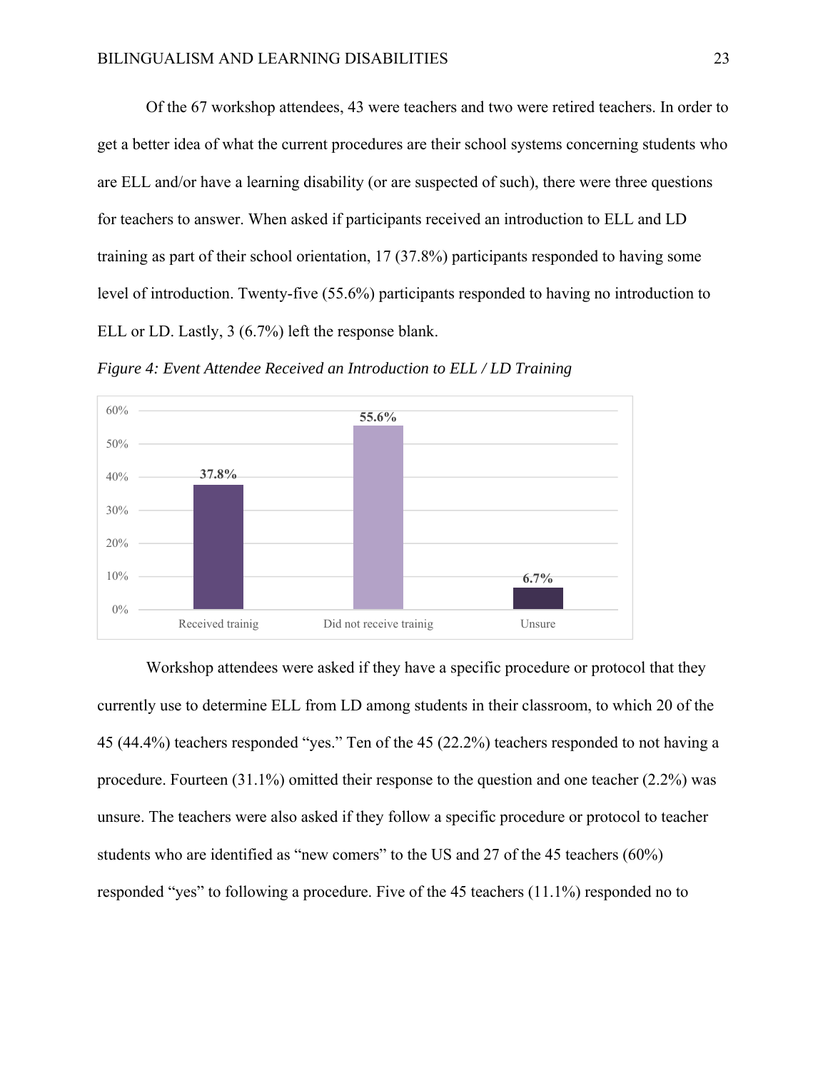Of the 67 workshop attendees, 43 were teachers and two were retired teachers. In order to get a better idea of what the current procedures are their school systems concerning students who are ELL and/or have a learning disability (or are suspected of such), there were three questions for teachers to answer. When asked if participants received an introduction to ELL and LD training as part of their school orientation, 17 (37.8%) participants responded to having some level of introduction. Twenty-five (55.6%) participants responded to having no introduction to ELL or LD. Lastly, 3 (6.7%) left the response blank.

*Figure 4: Event Attendee Received an Introduction to ELL / LD Training*

| | Received trainig | Did not receive trainig | Unsure |
|---|---|---|---|
| Percentage | 37.8% | 55.6% | 6.7% |

Workshop attendees were asked if they have a specific procedure or protocol that they currently use to determine ELL from LD among students in their classroom, to which 20 of the 45 (44.4%) teachers responded "yes." Ten of the 45 (22.2%) teachers responded to not having a procedure. Fourteen (31.1%) omitted their response to the question and one teacher (2.2%) was unsure. The teachers were also asked if they follow a specific procedure or protocol to teacher students who are identified as "new comers" to the US and 27 of the 45 teachers (60%) responded "yes" to following a procedure. Five of the 45 teachers (11.1%) responded no to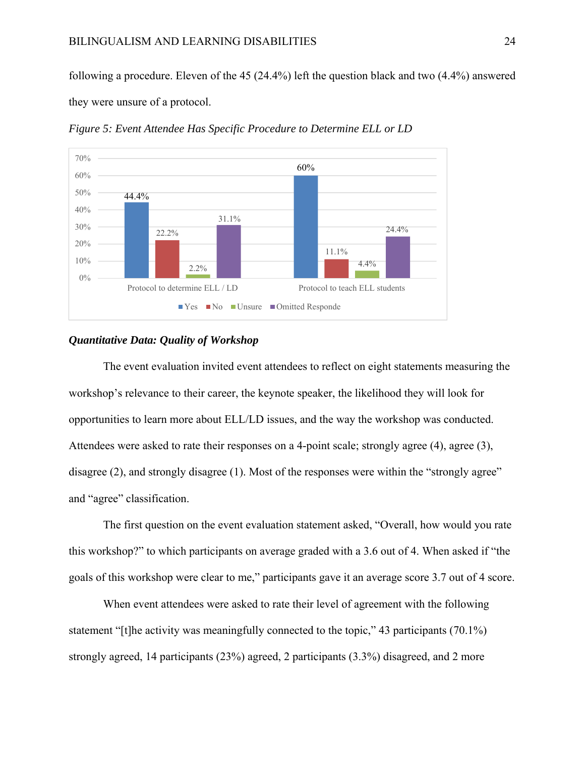following a procedure. Eleven of the 45 (24.4%) left the question black and two (4.4%) answered they were unsure of a protocol.

*Figure 5: Event Attendee Has Specific Procedure to Determine ELL or LD*

| | Yes | No | Unsure | Omitted Responde |
|---|---|---|---|---|
| Protocol to determine ELL / LD | 44.4% | 22.2% | 2.2% | 31.1% |
| Protocol to teach ELL students | 60% | 11.1% | 4.4% | 24.4% |

***Quantitative Data: Quality of Workshop***

The event evaluation invited event attendees to reflect on eight statements measuring the workshop's relevance to their career, the keynote speaker, the likelihood they will look for opportunities to learn more about ELL/LD issues, and the way the workshop was conducted. Attendees were asked to rate their responses on a 4-point scale; strongly agree (4), agree (3), disagree (2), and strongly disagree (1). Most of the responses were within the "strongly agree" and "agree" classification.

The first question on the event evaluation statement asked, "Overall, how would you rate this workshop?" to which participants on average graded with a 3.6 out of 4. When asked if "the goals of this workshop were clear to me," participants gave it an average score 3.7 out of 4 score.

When event attendees were asked to rate their level of agreement with the following statement "[t]he activity was meaningfully connected to the topic," 43 participants (70.1%) strongly agreed, 14 participants (23%) agreed, 2 participants (3.3%) disagreed, and 2 more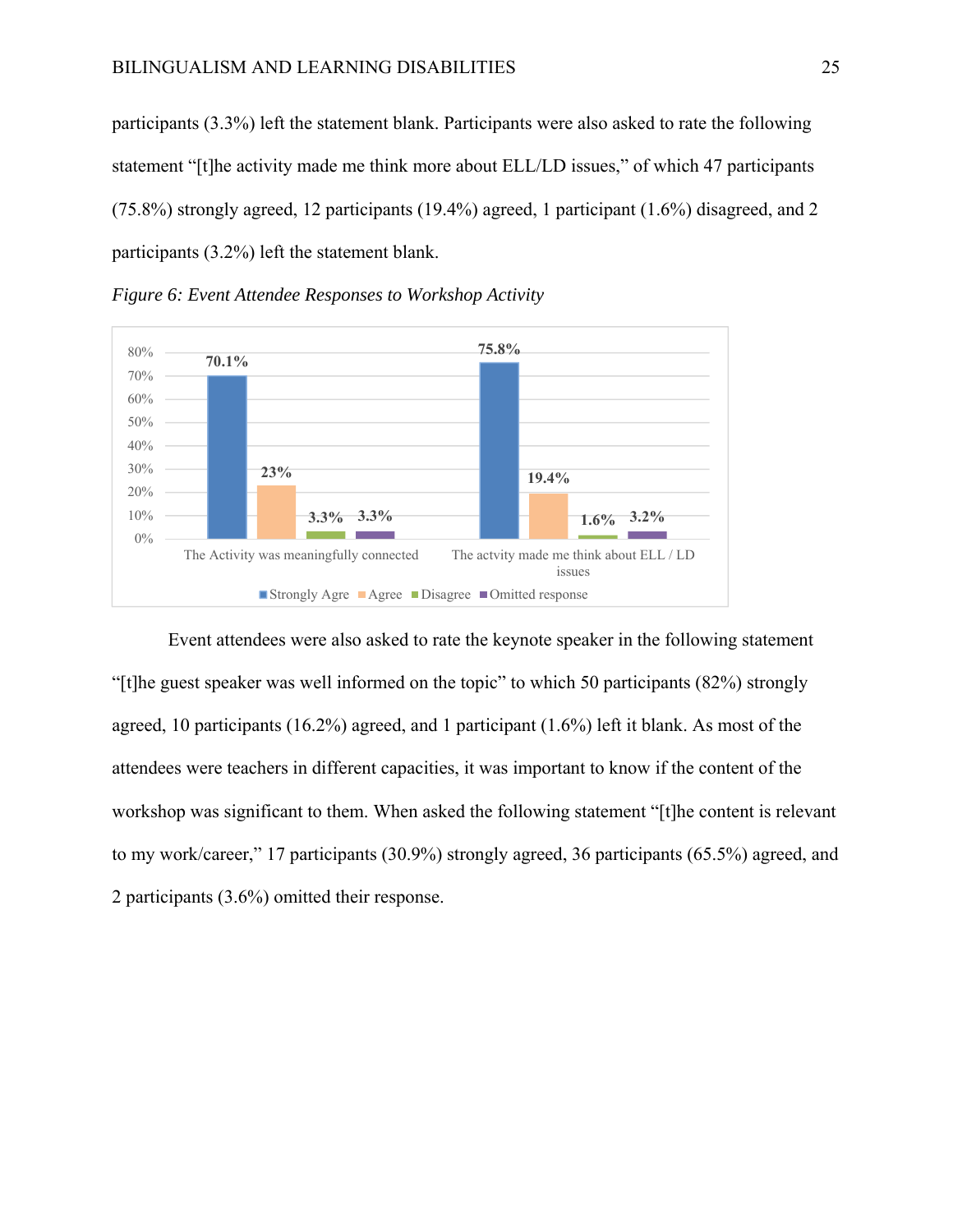participants (3.3%) left the statement blank. Participants were also asked to rate the following statement "[t]he activity made me think more about ELL/LD issues," of which 47 participants (75.8%) strongly agreed, 12 participants (19.4%) agreed, 1 participant (1.6%) disagreed, and 2 participants (3.2%) left the statement blank.

*Figure 6: Event Attendee Responses to Workshop Activity*

Event attendees were also asked to rate the keynote speaker in the following statement "[t]he guest speaker was well informed on the topic" to which 50 participants (82%) strongly agreed, 10 participants (16.2%) agreed, and 1 participant (1.6%) left it blank. As most of the attendees were teachers in different capacities, it was important to know if the content of the workshop was significant to them. When asked the following statement "[t]he content is relevant to my work/career," 17 participants (30.9%) strongly agreed, 36 participants (65.5%) agreed, and 2 participants (3.6%) omitted their response.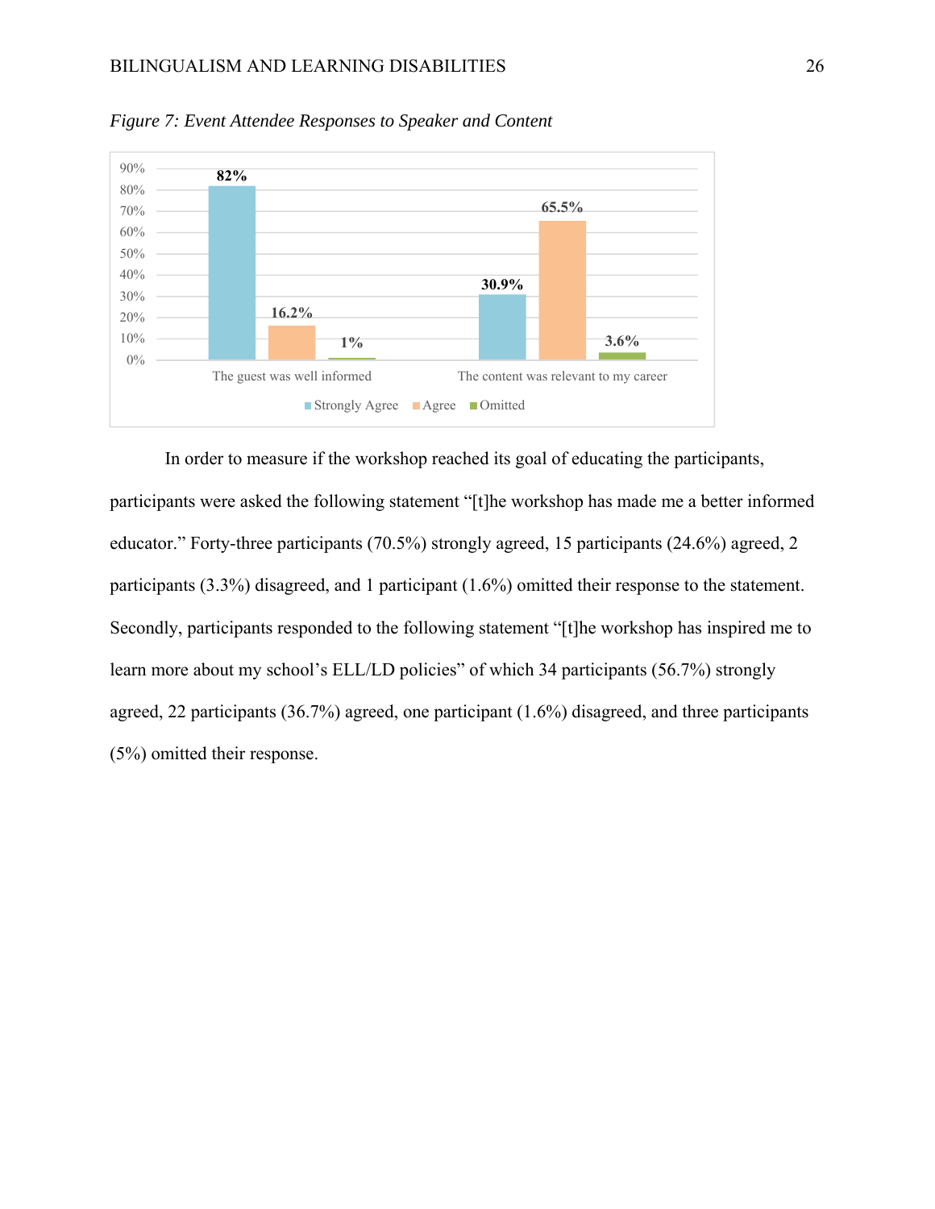*Figure 7: Event Attendee Responses to Speaker and Content*

| | Strongly Agree | Agree | Omitted |
|---|---|---|---|
| The guest was well informed | 82% | 16.2% | 1% |
| The content was relevant to my career | 30.9% | 65.5% | 3.6% |

In order to measure if the workshop reached its goal of educating the participants, participants were asked the following statement "[t]he workshop has made me a better informed educator." Forty-three participants (70.5%) strongly agreed, 15 participants (24.6%) agreed, 2 participants (3.3%) disagreed, and 1 participant (1.6%) omitted their response to the statement. Secondly, participants responded to the following statement "[t]he workshop has inspired me to learn more about my school's ELL/LD policies" of which 34 participants (56.7%) strongly agreed, 22 participants (36.7%) agreed, one participant (1.6%) disagreed, and three participants (5%) omitted their response.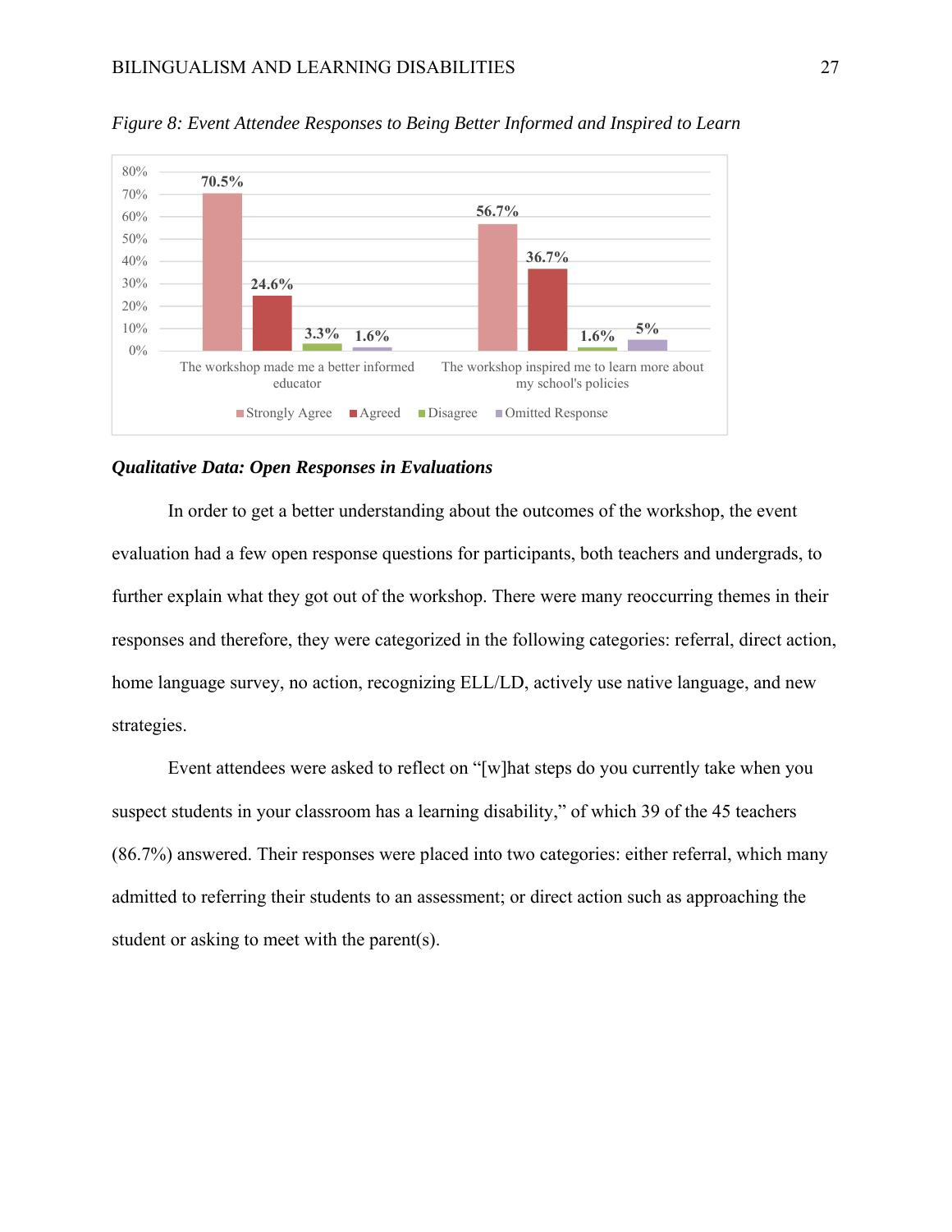*Figure 8: Event Attendee Responses to Being Better Informed and Inspired to Learn*

| | Strongly Agree | Agreed | Disagree | Omitted Response |
|---|---|---|---|---|
| The workshop made me a better informed educator | 70.5% | 24.6% | 3.3% | 1.6% |
| The workshop inspired me to learn more about my school's policies | 56.7% | 36.7% | 1.6% | 5% |

### ***Qualitative Data: Open Responses in Evaluations***

In order to get a better understanding about the outcomes of the workshop, the event evaluation had a few open response questions for participants, both teachers and undergrads, to further explain what they got out of the workshop. There were many reoccurring themes in their responses and therefore, they were categorized in the following categories: referral, direct action, home language survey, no action, recognizing ELL/LD, actively use native language, and new strategies.

Event attendees were asked to reflect on "[w]hat steps do you currently take when you suspect students in your classroom has a learning disability," of which 39 of the 45 teachers (86.7%) answered. Their responses were placed into two categories: either referral, which many admitted to referring their students to an assessment; or direct action such as approaching the student or asking to meet with the parent(s).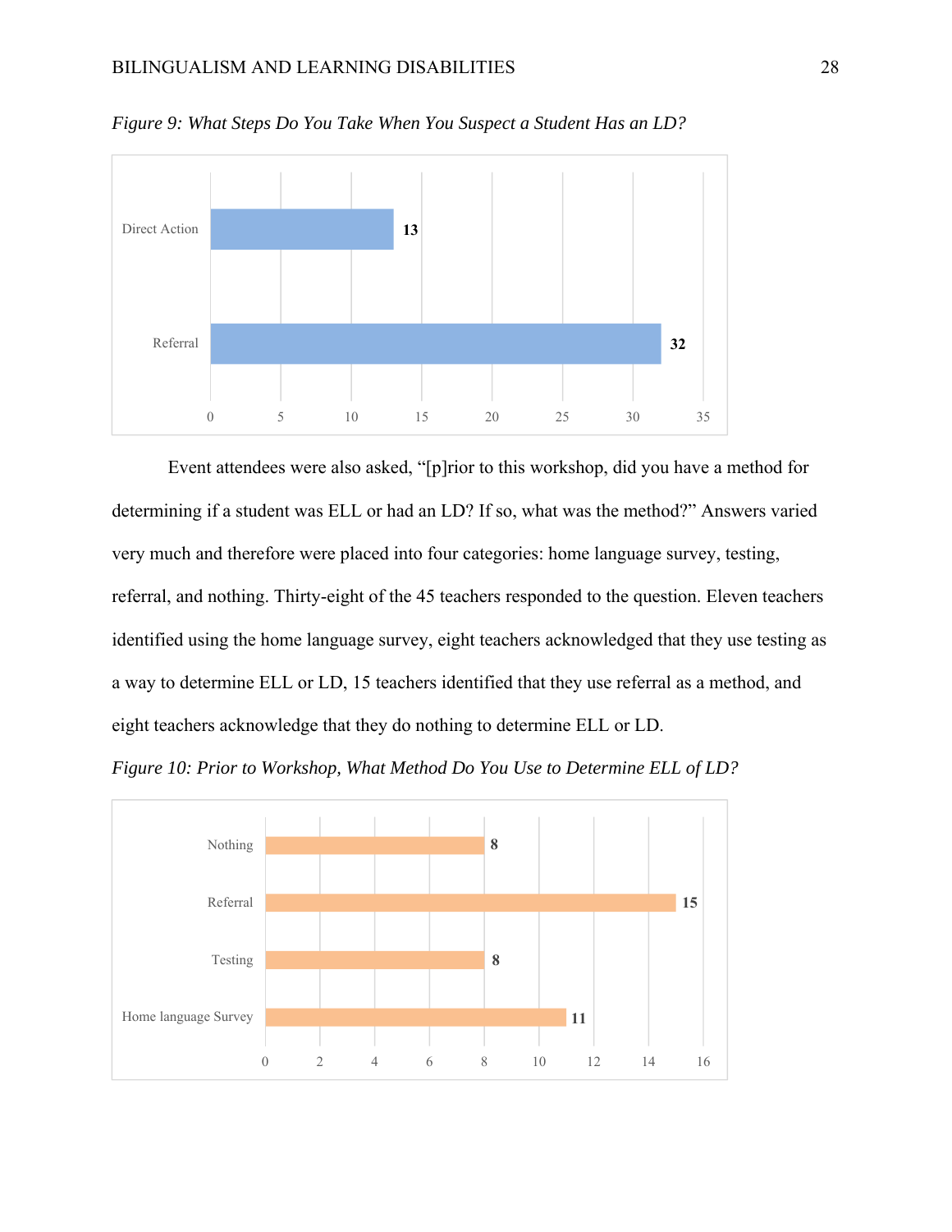*Figure 9: What Steps Do You Take When You Suspect a Student Has an LD?*

| Step | Count |
|---|---|
| Direct Action | 13 |
| Referral | 32 |

Event attendees were also asked, "[p]rior to this workshop, did you have a method for determining if a student was ELL or had an LD? If so, what was the method?" Answers varied very much and therefore were placed into four categories: home language survey, testing, referral, and nothing. Thirty-eight of the 45 teachers responded to the question. Eleven teachers identified using the home language survey, eight teachers acknowledged that they use testing as a way to determine ELL or LD, 15 teachers identified that they use referral as a method, and eight teachers acknowledge that they do nothing to determine ELL or LD.

*Figure 10: Prior to Workshop, What Method Do You Use to Determine ELL of LD?*

| Method | Count |
|---|---|
| Nothing | 8 |
| Referral | 15 |
| Testing | 8 |
| Home language Survey | 11 |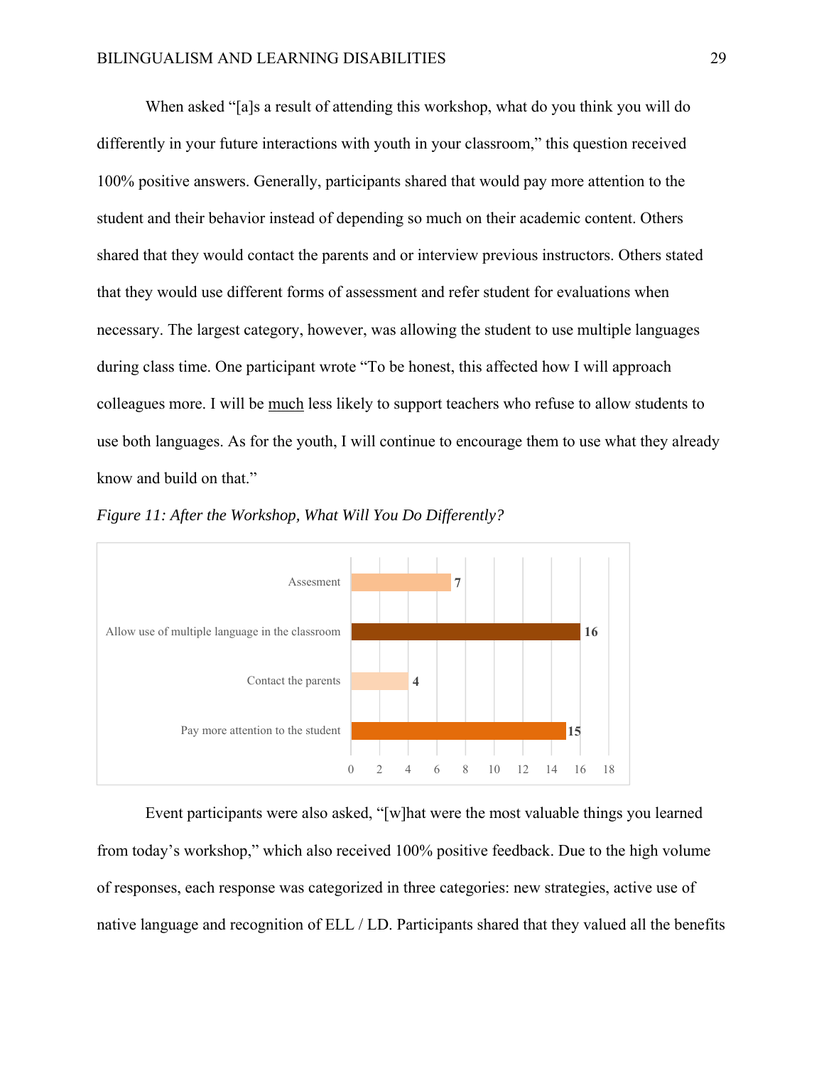When asked "[a]s a result of attending this workshop, what do you think you will do differently in your future interactions with youth in your classroom," this question received 100% positive answers. Generally, participants shared that would pay more attention to the student and their behavior instead of depending so much on their academic content. Others shared that they would contact the parents and or interview previous instructors. Others stated that they would use different forms of assessment and refer student for evaluations when necessary. The largest category, however, was allowing the student to use multiple languages during class time. One participant wrote "To be honest, this affected how I will approach colleagues more. I will be <u>much</u> less likely to support teachers who refuse to allow students to use both languages. As for the youth, I will continue to encourage them to use what they already know and build on that."

*Figure 11: After the Workshop, What Will You Do Differently?*

| Response | Count |
|---|---|
| Assesment | 7 |
| Allow use of multiple language in the classroom | 16 |
| Contact the parents | 4 |
| Pay more attention to the student | 15 |

Event participants were also asked, "[w]hat were the most valuable things you learned from today's workshop," which also received 100% positive feedback. Due to the high volume of responses, each response was categorized in three categories: new strategies, active use of native language and recognition of ELL / LD. Participants shared that they valued all the benefits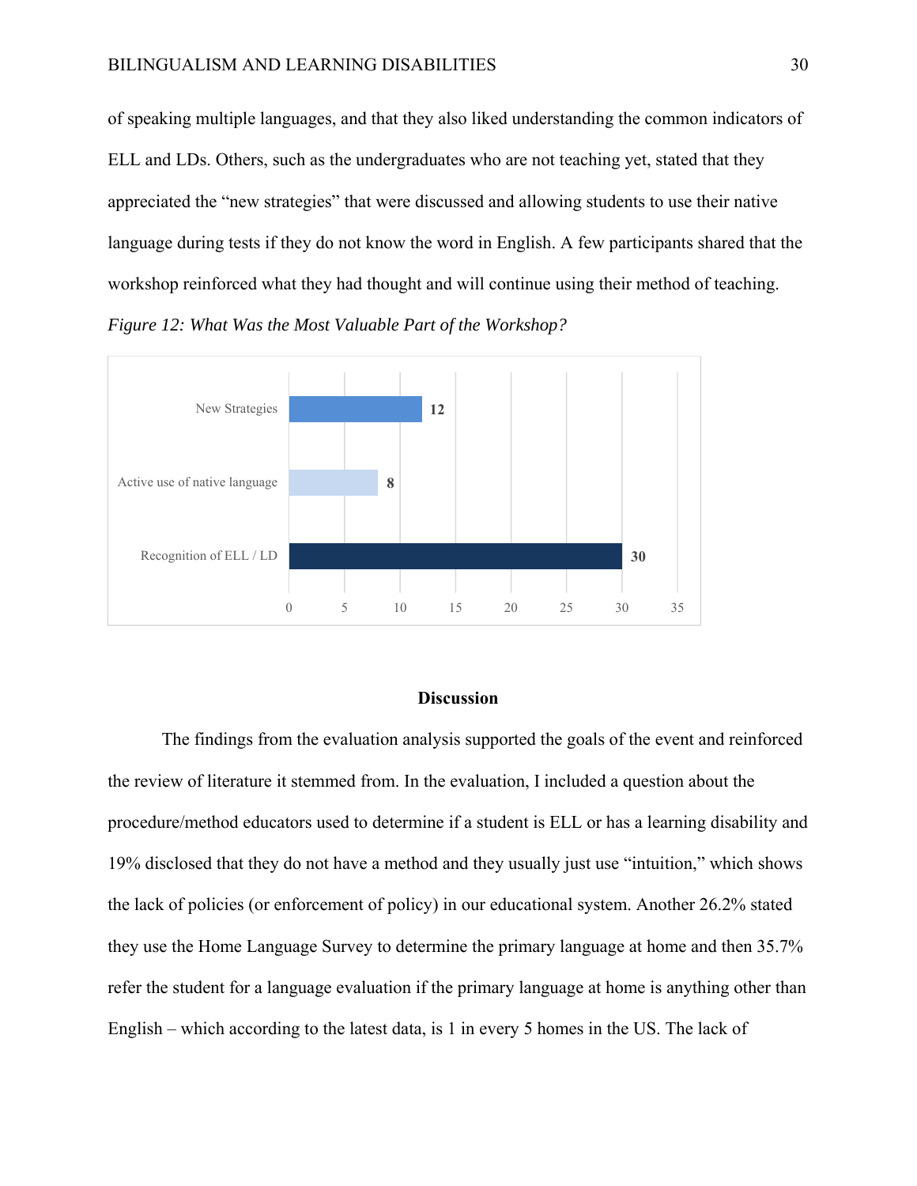of speaking multiple languages, and that they also liked understanding the common indicators of ELL and LDs. Others, such as the undergraduates who are not teaching yet, stated that they appreciated the “new strategies” that were discussed and allowing students to use their native language during tests if they do not know the word in English. A few participants shared that the workshop reinforced what they had thought and will continue using their method of teaching.

*Figure 12: What Was the Most Valuable Part of the Workshop?*

| Response | Count |
|---|---|
| New Strategies | 12 |
| Active use of native language | 8 |
| Recognition of ELL / LD | 30 |

## Discussion

The findings from the evaluation analysis supported the goals of the event and reinforced the review of literature it stemmed from. In the evaluation, I included a question about the procedure/method educators used to determine if a student is ELL or has a learning disability and 19% disclosed that they do not have a method and they usually just use “intuition,” which shows the lack of policies (or enforcement of policy) in our educational system. Another 26.2% stated they use the Home Language Survey to determine the primary language at home and then 35.7% refer the student for a language evaluation if the primary language at home is anything other than English – which according to the latest data, is 1 in every 5 homes in the US. The lack of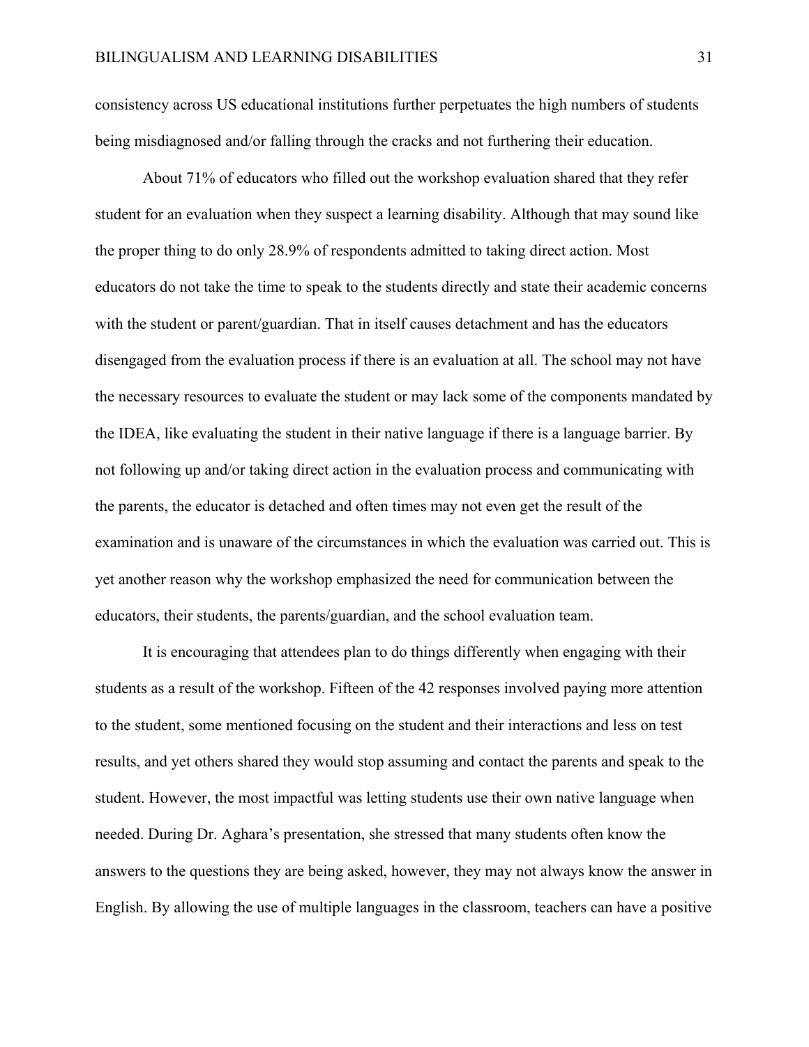consistency across US educational institutions further perpetuates the high numbers of students being misdiagnosed and/or falling through the cracks and not furthering their education.

About 71% of educators who filled out the workshop evaluation shared that they refer student for an evaluation when they suspect a learning disability. Although that may sound like the proper thing to do only 28.9% of respondents admitted to taking direct action. Most educators do not take the time to speak to the students directly and state their academic concerns with the student or parent/guardian. That in itself causes detachment and has the educators disengaged from the evaluation process if there is an evaluation at all. The school may not have the necessary resources to evaluate the student or may lack some of the components mandated by the IDEA, like evaluating the student in their native language if there is a language barrier. By not following up and/or taking direct action in the evaluation process and communicating with the parents, the educator is detached and often times may not even get the result of the examination and is unaware of the circumstances in which the evaluation was carried out. This is yet another reason why the workshop emphasized the need for communication between the educators, their students, the parents/guardian, and the school evaluation team.

It is encouraging that attendees plan to do things differently when engaging with their students as a result of the workshop. Fifteen of the 42 responses involved paying more attention to the student, some mentioned focusing on the student and their interactions and less on test results, and yet others shared they would stop assuming and contact the parents and speak to the student. However, the most impactful was letting students use their own native language when needed. During Dr. Aghara's presentation, she stressed that many students often know the answers to the questions they are being asked, however, they may not always know the answer in English. By allowing the use of multiple languages in the classroom, teachers can have a positive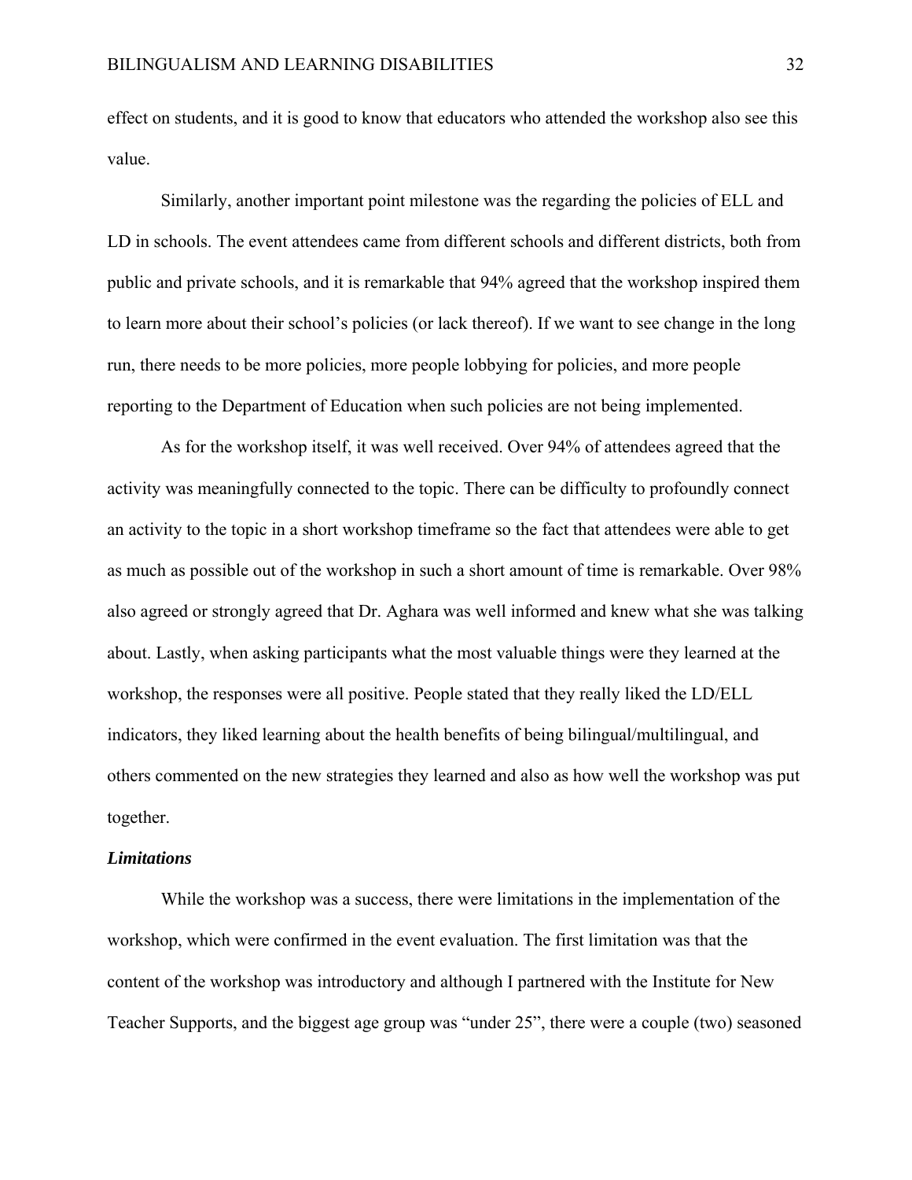effect on students, and it is good to know that educators who attended the workshop also see this value.

Similarly, another important point milestone was the regarding the policies of ELL and LD in schools. The event attendees came from different schools and different districts, both from public and private schools, and it is remarkable that 94% agreed that the workshop inspired them to learn more about their school's policies (or lack thereof). If we want to see change in the long run, there needs to be more policies, more people lobbying for policies, and more people reporting to the Department of Education when such policies are not being implemented.

As for the workshop itself, it was well received. Over 94% of attendees agreed that the activity was meaningfully connected to the topic. There can be difficulty to profoundly connect an activity to the topic in a short workshop timeframe so the fact that attendees were able to get as much as possible out of the workshop in such a short amount of time is remarkable. Over 98% also agreed or strongly agreed that Dr. Aghara was well informed and knew what she was talking about. Lastly, when asking participants what the most valuable things were they learned at the workshop, the responses were all positive. People stated that they really liked the LD/ELL indicators, they liked learning about the health benefits of being bilingual/multilingual, and others commented on the new strategies they learned and also as how well the workshop was put together.

### ***Limitations***

While the workshop was a success, there were limitations in the implementation of the workshop, which were confirmed in the event evaluation. The first limitation was that the content of the workshop was introductory and although I partnered with the Institute for New Teacher Supports, and the biggest age group was "under 25", there were a couple (two) seasoned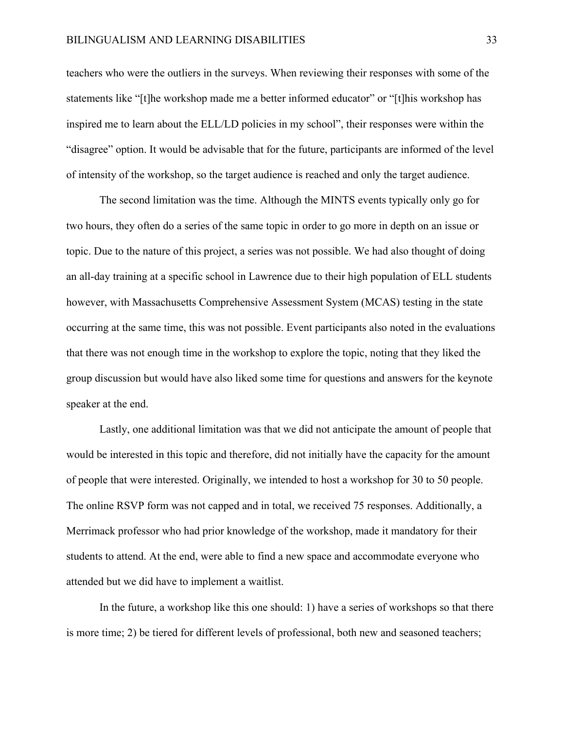teachers who were the outliers in the surveys. When reviewing their responses with some of the statements like "[t]he workshop made me a better informed educator" or "[t]his workshop has inspired me to learn about the ELL/LD policies in my school", their responses were within the "disagree" option. It would be advisable that for the future, participants are informed of the level of intensity of the workshop, so the target audience is reached and only the target audience.

The second limitation was the time. Although the MINTS events typically only go for two hours, they often do a series of the same topic in order to go more in depth on an issue or topic. Due to the nature of this project, a series was not possible. We had also thought of doing an all-day training at a specific school in Lawrence due to their high population of ELL students however, with Massachusetts Comprehensive Assessment System (MCAS) testing in the state occurring at the same time, this was not possible. Event participants also noted in the evaluations that there was not enough time in the workshop to explore the topic, noting that they liked the group discussion but would have also liked some time for questions and answers for the keynote speaker at the end.

Lastly, one additional limitation was that we did not anticipate the amount of people that would be interested in this topic and therefore, did not initially have the capacity for the amount of people that were interested. Originally, we intended to host a workshop for 30 to 50 people. The online RSVP form was not capped and in total, we received 75 responses. Additionally, a Merrimack professor who had prior knowledge of the workshop, made it mandatory for their students to attend. At the end, were able to find a new space and accommodate everyone who attended but we did have to implement a waitlist.

In the future, a workshop like this one should: 1) have a series of workshops so that there is more time; 2) be tiered for different levels of professional, both new and seasoned teachers;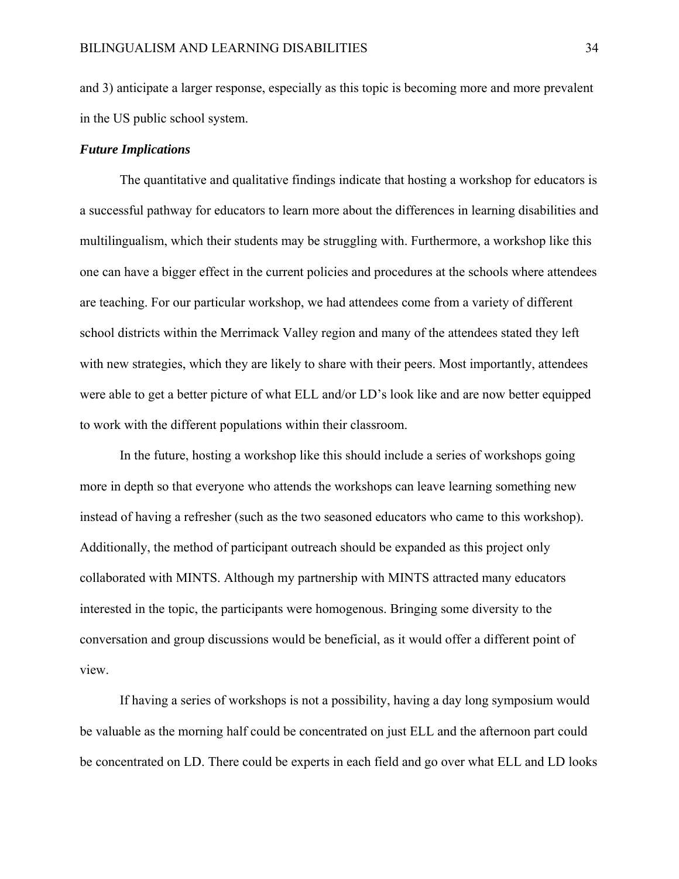and 3) anticipate a larger response, especially as this topic is becoming more and more prevalent in the US public school system.

### *Future Implications*

The quantitative and qualitative findings indicate that hosting a workshop for educators is a successful pathway for educators to learn more about the differences in learning disabilities and multilingualism, which their students may be struggling with. Furthermore, a workshop like this one can have a bigger effect in the current policies and procedures at the schools where attendees are teaching. For our particular workshop, we had attendees come from a variety of different school districts within the Merrimack Valley region and many of the attendees stated they left with new strategies, which they are likely to share with their peers. Most importantly, attendees were able to get a better picture of what ELL and/or LD's look like and are now better equipped to work with the different populations within their classroom.

In the future, hosting a workshop like this should include a series of workshops going more in depth so that everyone who attends the workshops can leave learning something new instead of having a refresher (such as the two seasoned educators who came to this workshop). Additionally, the method of participant outreach should be expanded as this project only collaborated with MINTS. Although my partnership with MINTS attracted many educators interested in the topic, the participants were homogenous. Bringing some diversity to the conversation and group discussions would be beneficial, as it would offer a different point of view.

If having a series of workshops is not a possibility, having a day long symposium would be valuable as the morning half could be concentrated on just ELL and the afternoon part could be concentrated on LD. There could be experts in each field and go over what ELL and LD looks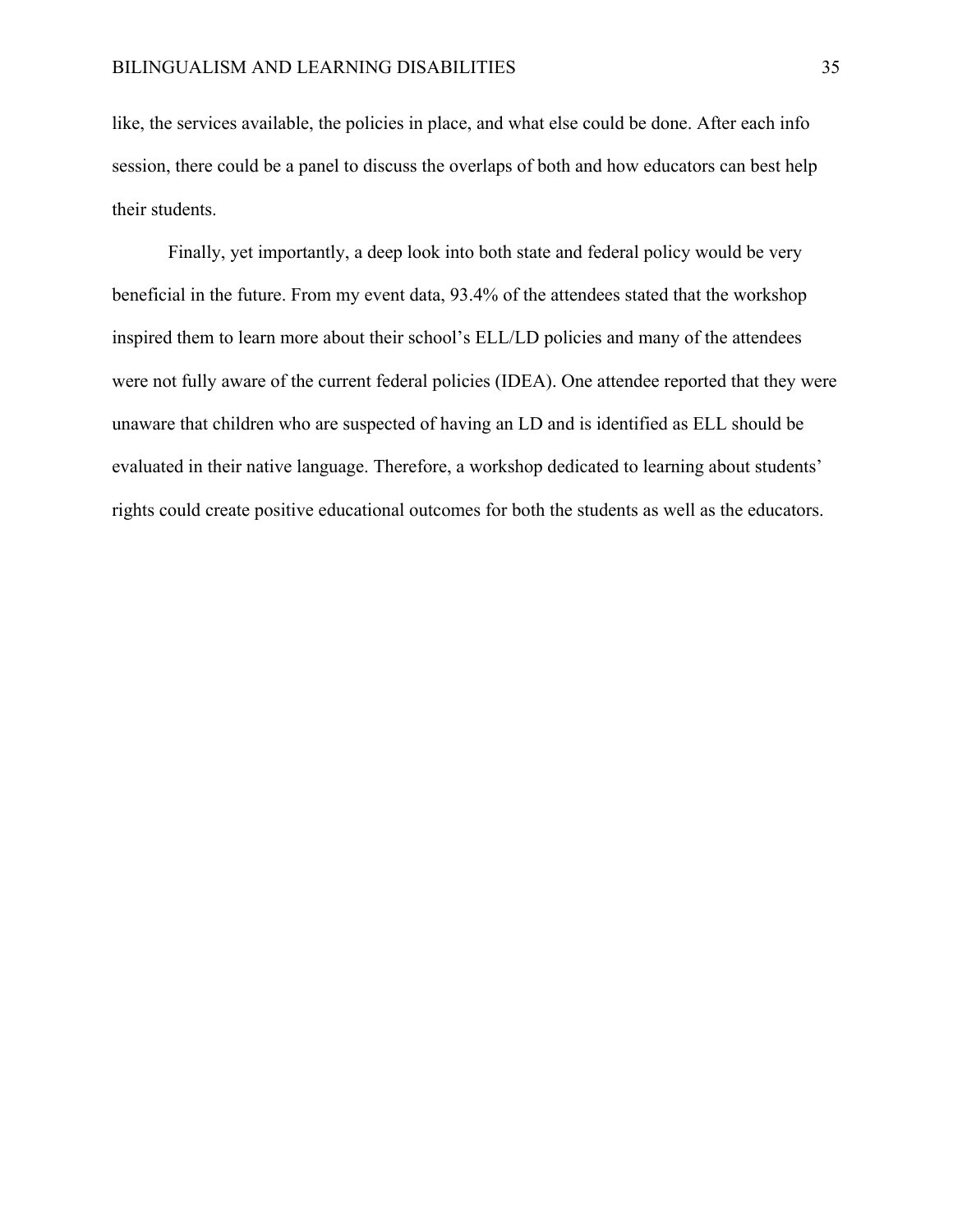like, the services available, the policies in place, and what else could be done. After each info session, there could be a panel to discuss the overlaps of both and how educators can best help their students.

Finally, yet importantly, a deep look into both state and federal policy would be very beneficial in the future. From my event data, 93.4% of the attendees stated that the workshop inspired them to learn more about their school's ELL/LD policies and many of the attendees were not fully aware of the current federal policies (IDEA). One attendee reported that they were unaware that children who are suspected of having an LD and is identified as ELL should be evaluated in their native language. Therefore, a workshop dedicated to learning about students' rights could create positive educational outcomes for both the students as well as the educators.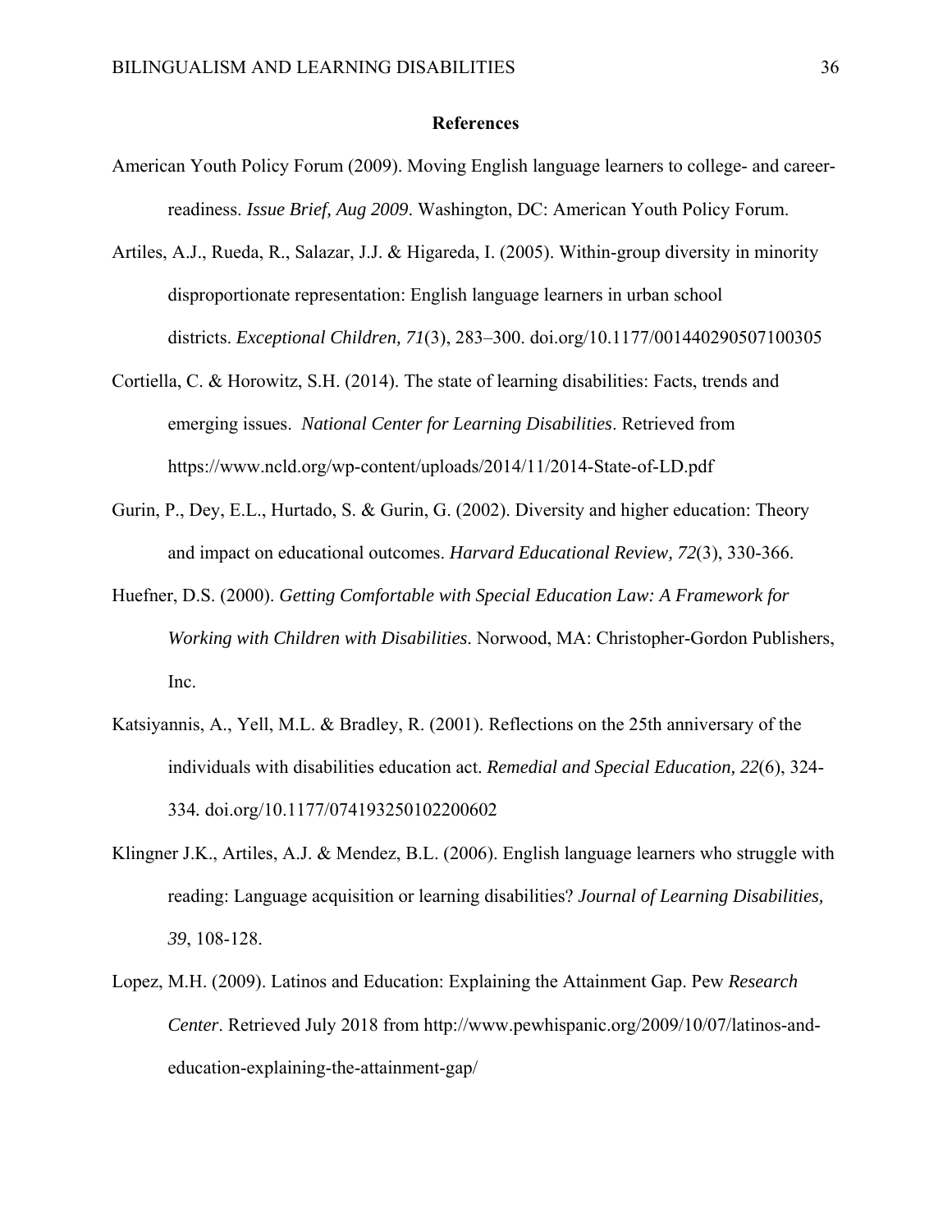## References

American Youth Policy Forum (2009). Moving English language learners to college- and career-readiness. *Issue Brief, Aug 2009*. Washington, DC: American Youth Policy Forum.

Artiles, A.J., Rueda, R., Salazar, J.J. & Higareda, I. (2005). Within-group diversity in minority disproportionate representation: English language learners in urban school districts. *Exceptional Children, 71*(3), 283–300. doi.org/10.1177/001440290507100305

Cortiella, C. & Horowitz, S.H. (2014). The state of learning disabilities: Facts, trends and emerging issues. *National Center for Learning Disabilities*. Retrieved from https://www.ncld.org/wp-content/uploads/2014/11/2014-State-of-LD.pdf

Gurin, P., Dey, E.L., Hurtado, S. & Gurin, G. (2002). Diversity and higher education: Theory and impact on educational outcomes. *Harvard Educational Review, 72*(3), 330-366.

Huefner, D.S. (2000). *Getting Comfortable with Special Education Law: A Framework for Working with Children with Disabilities*. Norwood, MA: Christopher-Gordon Publishers, Inc.

Katsiyannis, A., Yell, M.L. & Bradley, R. (2001). Reflections on the 25th anniversary of the individuals with disabilities education act. *Remedial and Special Education, 22*(6), 324-334. doi.org/10.1177/074193250102200602

Klingner J.K., Artiles, A.J. & Mendez, B.L. (2006). English language learners who struggle with reading: Language acquisition or learning disabilities? *Journal of Learning Disabilities, 39*, 108-128.

Lopez, M.H. (2009). Latinos and Education: Explaining the Attainment Gap. Pew *Research Center*. Retrieved July 2018 from http://www.pewhispanic.org/2009/10/07/latinos-and-education-explaining-the-attainment-gap/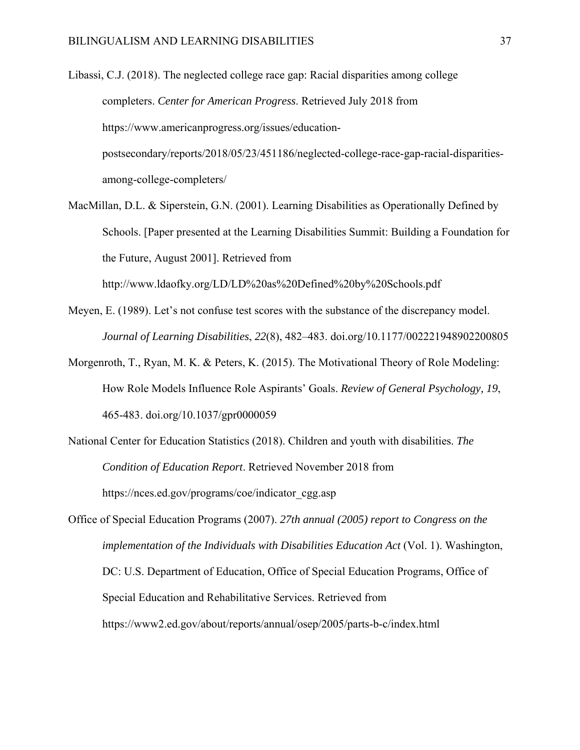Libassi, C.J. (2018). The neglected college race gap: Racial disparities among college completers. *Center for American Progress*. Retrieved July 2018 from https://www.americanprogress.org/issues/education-postsecondary/reports/2018/05/23/451186/neglected-college-race-gap-racial-disparities-among-college-completers/

MacMillan, D.L. & Siperstein, G.N. (2001). Learning Disabilities as Operationally Defined by Schools. [Paper presented at the Learning Disabilities Summit: Building a Foundation for the Future, August 2001]. Retrieved from http://www.ldaofky.org/LD/LD%20as%20Defined%20by%20Schools.pdf

Meyen, E. (1989). Let's not confuse test scores with the substance of the discrepancy model. *Journal of Learning Disabilities*, *22*(8), 482–483. doi.org/10.1177/002221948902200805

Morgenroth, T., Ryan, M. K. & Peters, K. (2015). The Motivational Theory of Role Modeling: How Role Models Influence Role Aspirants' Goals. *Review of General Psychology, 19*, 465-483. doi.org/10.1037/gpr0000059

National Center for Education Statistics (2018). Children and youth with disabilities. *The Condition of Education Report*. Retrieved November 2018 from https://nces.ed.gov/programs/coe/indicator_cgg.asp

Office of Special Education Programs (2007). *27th annual (2005) report to Congress on the implementation of the Individuals with Disabilities Education Act* (Vol. 1). Washington, DC: U.S. Department of Education, Office of Special Education Programs, Office of Special Education and Rehabilitative Services. Retrieved from https://www2.ed.gov/about/reports/annual/osep/2005/parts-b-c/index.html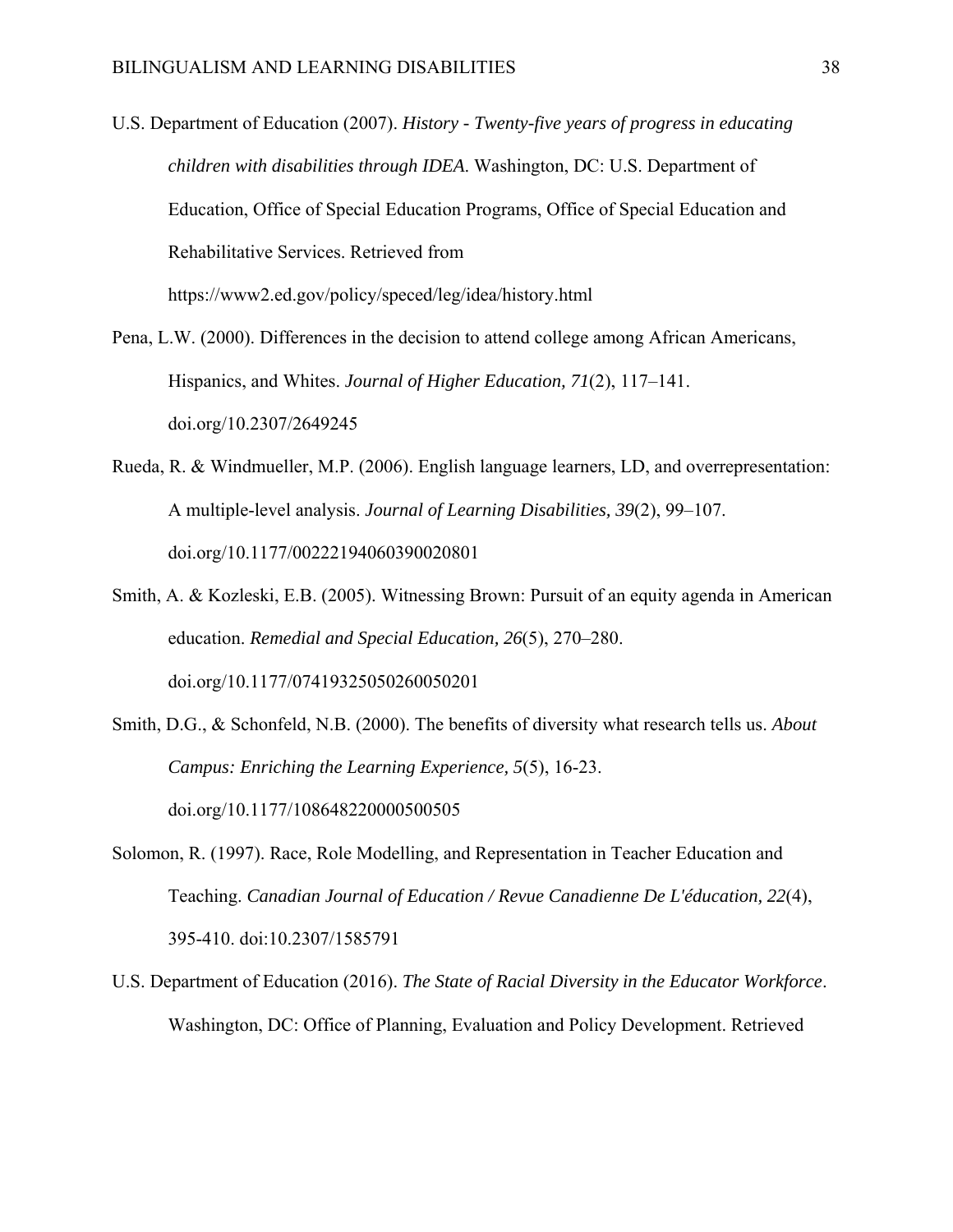U.S. Department of Education (2007). *History - Twenty-five years of progress in educating children with disabilities through IDEA*. Washington, DC: U.S. Department of Education, Office of Special Education Programs, Office of Special Education and Rehabilitative Services. Retrieved from https://www2.ed.gov/policy/speced/leg/idea/history.html

Pena, L.W. (2000). Differences in the decision to attend college among African Americans, Hispanics, and Whites. *Journal of Higher Education, 71*(2), 117–141. doi.org/10.2307/2649245

Rueda, R. & Windmueller, M.P. (2006). English language learners, LD, and overrepresentation: A multiple-level analysis. *Journal of Learning Disabilities, 39*(2), 99–107. doi.org/10.1177/00222194060390020801

Smith, A. & Kozleski, E.B. (2005). Witnessing Brown: Pursuit of an equity agenda in American education. *Remedial and Special Education, 26*(5), 270–280. doi.org/10.1177/07419325050260050201

Smith, D.G., & Schonfeld, N.B. (2000). The benefits of diversity what research tells us. *About Campus: Enriching the Learning Experience, 5*(5), 16-23. doi.org/10.1177/108648220000500505

Solomon, R. (1997). Race, Role Modelling, and Representation in Teacher Education and Teaching. *Canadian Journal of Education / Revue Canadienne De L'éducation, 22*(4), 395-410. doi:10.2307/1585791

U.S. Department of Education (2016). *The State of Racial Diversity in the Educator Workforce*. Washington, DC: Office of Planning, Evaluation and Policy Development. Retrieved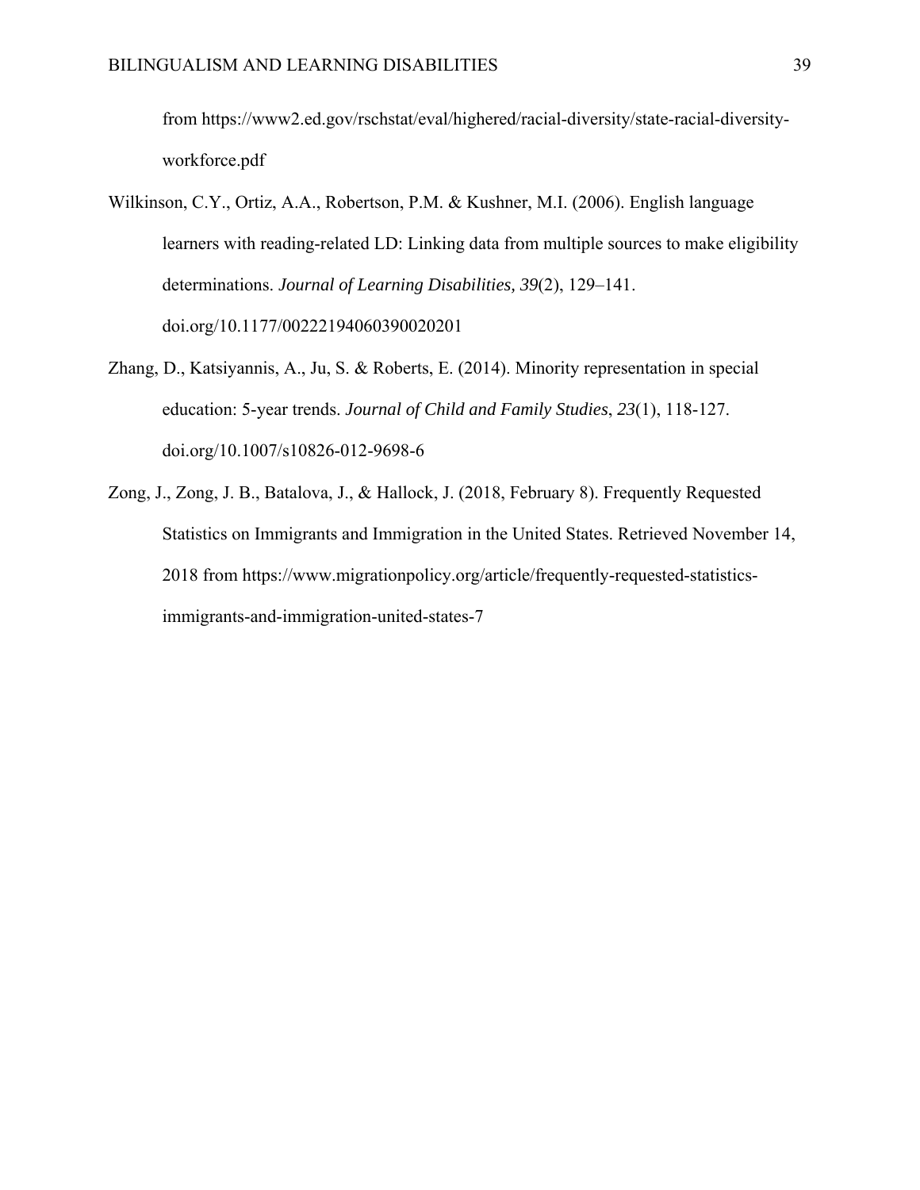from https://www2.ed.gov/rschstat/eval/highered/racial-diversity/state-racial-diversity-workforce.pdf

Wilkinson, C.Y., Ortiz, A.A., Robertson, P.M. & Kushner, M.I. (2006). English language learners with reading-related LD: Linking data from multiple sources to make eligibility determinations. *Journal of Learning Disabilities, 39*(2), 129–141. doi.org/10.1177/00222194060390020201

Zhang, D., Katsiyannis, A., Ju, S. & Roberts, E. (2014). Minority representation in special education: 5-year trends. *Journal of Child and Family Studies*, *23*(1), 118-127. doi.org/10.1007/s10826-012-9698-6

Zong, J., Zong, J. B., Batalova, J., & Hallock, J. (2018, February 8). Frequently Requested Statistics on Immigrants and Immigration in the United States. Retrieved November 14, 2018 from https://www.migrationpolicy.org/article/frequently-requested-statistics-immigrants-and-immigration-united-states-7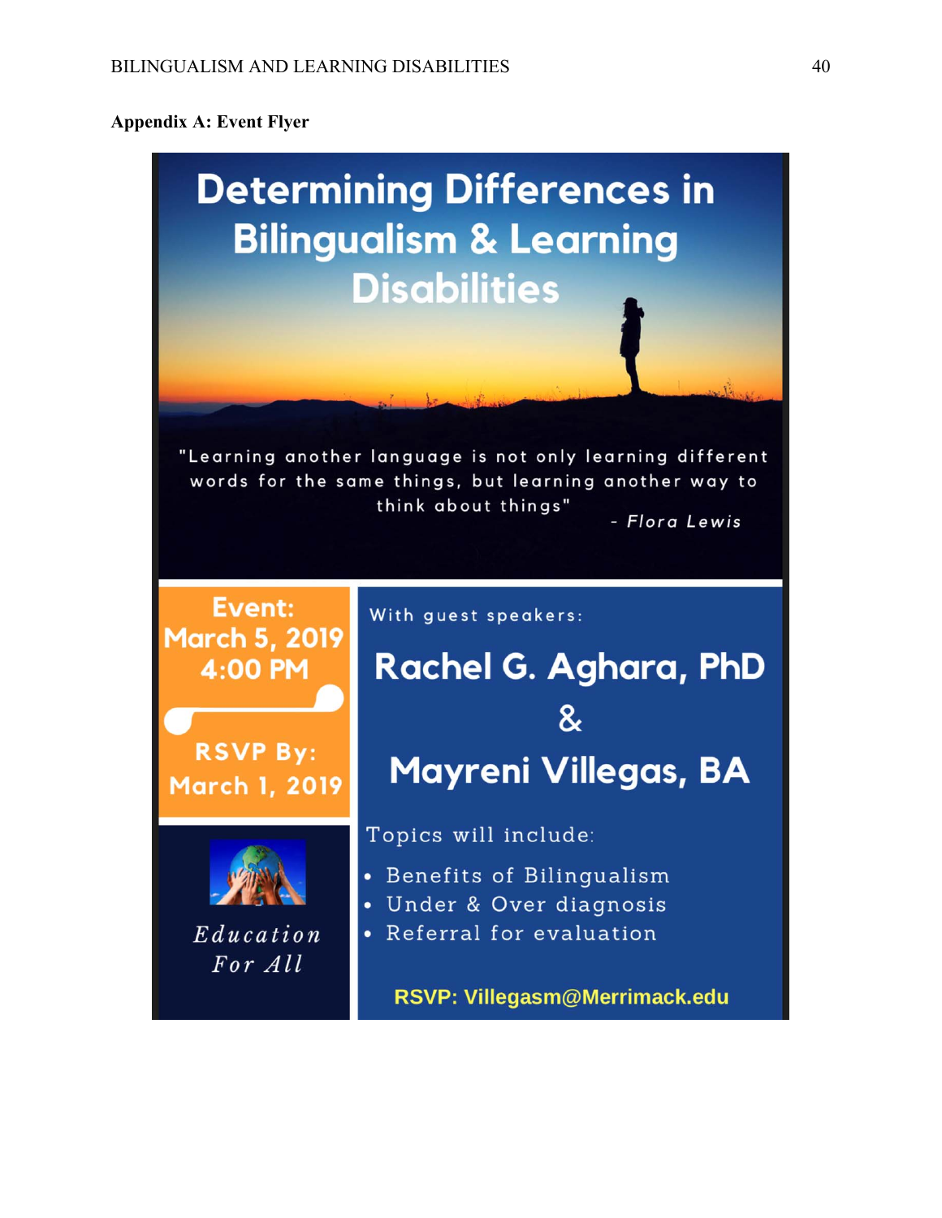**Appendix A: Event Flyer**

# Determining Differences in Bilingualism & Learning Disabilities

"Learning another language is not only learning different words for the same things, but learning another way to think about things"

\- *Flora Lewis*

**Event:**
**March 5, 2019**
**4:00 PM**

**RSVP By:**
**March 1, 2019**

*Education For All*

With guest speakers:

## Rachel G. Aghara, PhD
## &
## Mayreni Villegas, BA

Topics will include:

- Benefits of Bilingualism
- Under & Over diagnosis
- Referral for evaluation

**RSVP: Villegasm@Merrimack.edu**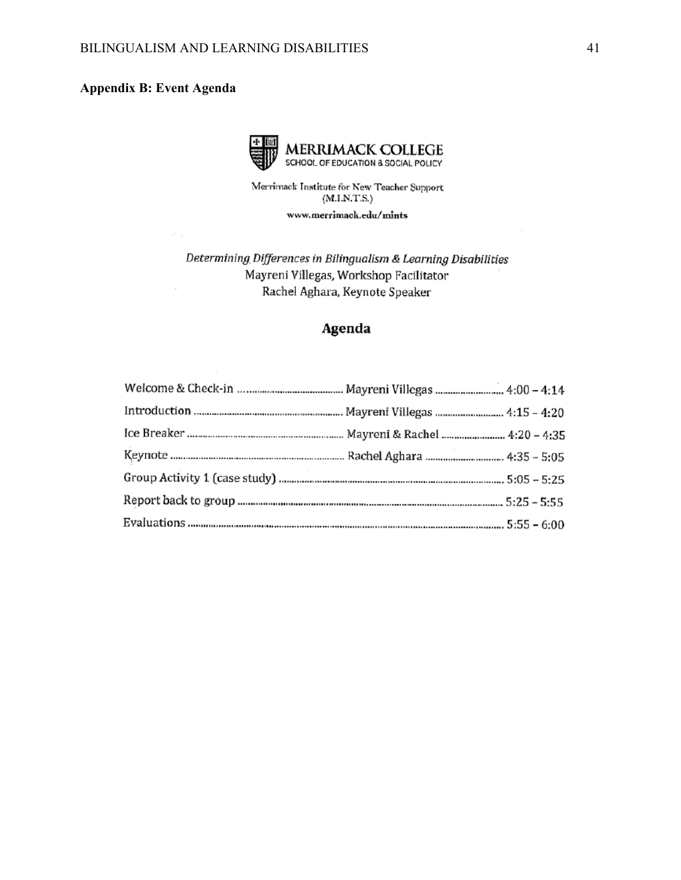## Appendix B: Event Agenda

**MERRIMACK COLLEGE**
SCHOOL OF EDUCATION & SOCIAL POLICY

Merrimack Institute for New Teacher Support
(M.I.N.T.S.)

www.merrimack.edu/mints

*Determining Differences in Bilingualism & Learning Disabilities*
Mayreni Villegas, Workshop Facilitator
Rachel Aghara, Keynote Speaker

### Agenda

| Activity | Presenter | Time |
|---|---|---|
| Welcome & Check-in | Mayreni Villegas | 4:00 – 4:14 |
| Introduction | Mayreni Villegas | 4:15 – 4:20 |
| Ice Breaker | Mayreni & Rachel | 4:20 – 4:35 |
| Keynote | Rachel Aghara | 4:35 – 5:05 |
| Group Activity 1 (case study) | | 5:05 – 5:25 |
| Report back to group | | 5:25 – 5:55 |
| Evaluations | | 5:55 – 6:00 |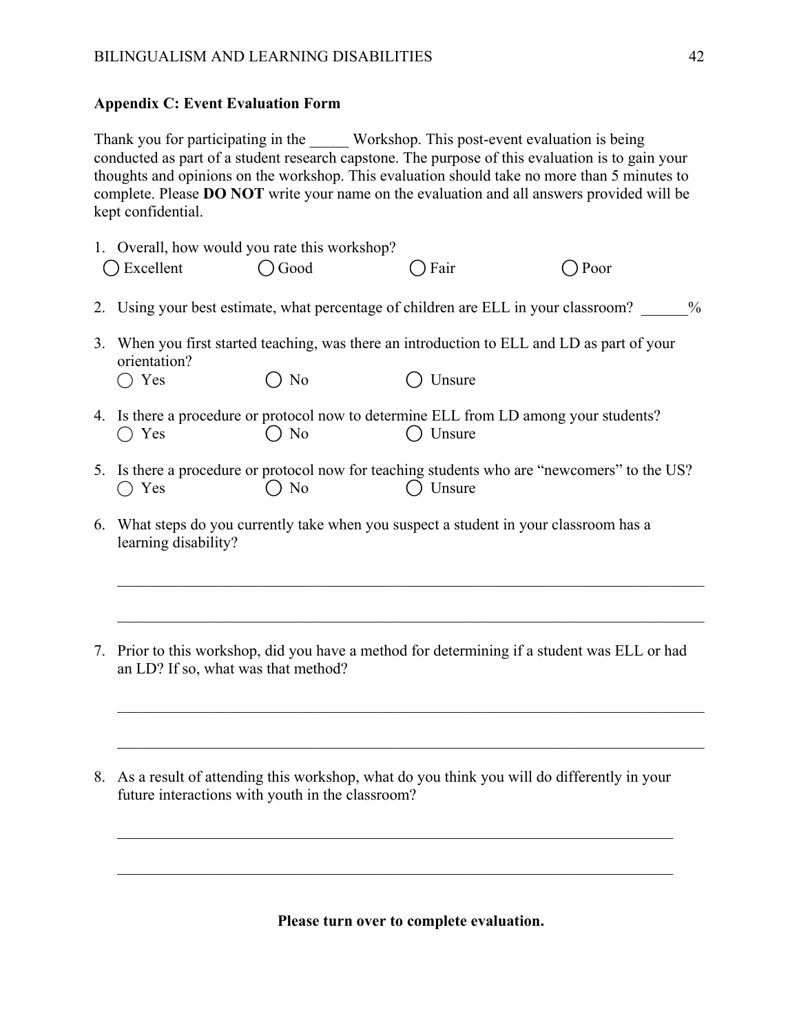## Appendix C: Event Evaluation Form

Thank you for participating in the _____ Workshop. This post-event evaluation is being conducted as part of a student research capstone. The purpose of this evaluation is to gain your thoughts and opinions on the workshop. This evaluation should take no more than 5 minutes to complete. Please **DO NOT** write your name on the evaluation and all answers provided will be kept confidential.

1. Overall, how would you rate this workshop?
   ◯ Excellent ◯ Good ◯ Fair ◯ Poor

2. Using your best estimate, what percentage of children are ELL in your classroom? ______%

3. When you first started teaching, was there an introduction to ELL and LD as part of your orientation?
   ◯ Yes ◯ No ◯ Unsure

4. Is there a procedure or protocol now to determine ELL from LD among your students?
   ◯ Yes ◯ No ◯ Unsure

5. Is there a procedure or protocol now for teaching students who are "newcomers" to the US?
   ◯ Yes ◯ No ◯ Unsure

6. What steps do you currently take when you suspect a student in your classroom has a learning disability?

   ______________________________________________________________________________

   ______________________________________________________________________________

7. Prior to this workshop, did you have a method for determining if a student was ELL or had an LD? If so, what was that method?

   ______________________________________________________________________________

   ______________________________________________________________________________

8. As a result of attending this workshop, what do you think you will do differently in your future interactions with youth in the classroom?

   ______________________________________________________________________________

   ______________________________________________________________________________

**Please turn over to complete evaluation.**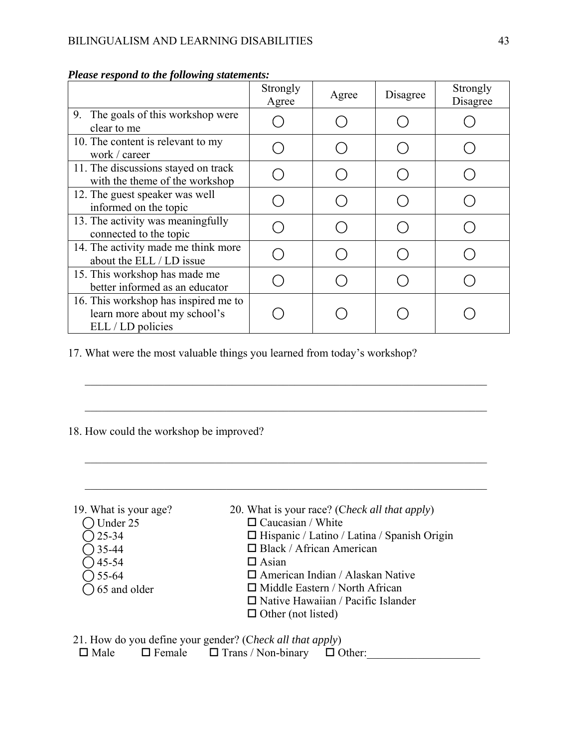***Please respond to the following statements:***

| | Strongly Agree | Agree | Disagree | Strongly Disagree |
|---|---|---|---|---|
| 9. The goals of this workshop were clear to me | ◯ | ◯ | ◯ | ◯ |
| 10. The content is relevant to my work / career | ◯ | ◯ | ◯ | ◯ |
| 11. The discussions stayed on track with the theme of the workshop | ◯ | ◯ | ◯ | ◯ |
| 12. The guest speaker was well informed on the topic | ◯ | ◯ | ◯ | ◯ |
| 13. The activity was meaningfully connected to the topic | ◯ | ◯ | ◯ | ◯ |
| 14. The activity made me think more about the ELL / LD issue | ◯ | ◯ | ◯ | ◯ |
| 15. This workshop has made me better informed as an educator | ◯ | ◯ | ◯ | ◯ |
| 16. This workshop has inspired me to learn more about my school's ELL / LD policies | ◯ | ◯ | ◯ | ◯ |

17. What were the most valuable things you learned from today's workshop?

______________________________________________________________________

______________________________________________________________________

18. How could the workshop be improved?

______________________________________________________________________

______________________________________________________________________

19. What is your age?
- ◯ Under 25
- ◯ 25-34
- ◯ 35-44
- ◯ 45-54
- ◯ 55-64
- ◯ 65 and older

20. What is your race? (C*heck all that apply*)
- ☐ Caucasian / White
- ☐ Hispanic / Latino / Latina / Spanish Origin
- ☐ Black / African American
- ☐ Asian
- ☐ American Indian / Alaskan Native
- ☐ Middle Eastern / North African
- ☐ Native Hawaiian / Pacific Islander
- ☐ Other (not listed)

21. How do you define your gender? (C*heck all that apply*)

☐ Male ☐ Female ☐ Trans / Non-binary ☐ Other:____________________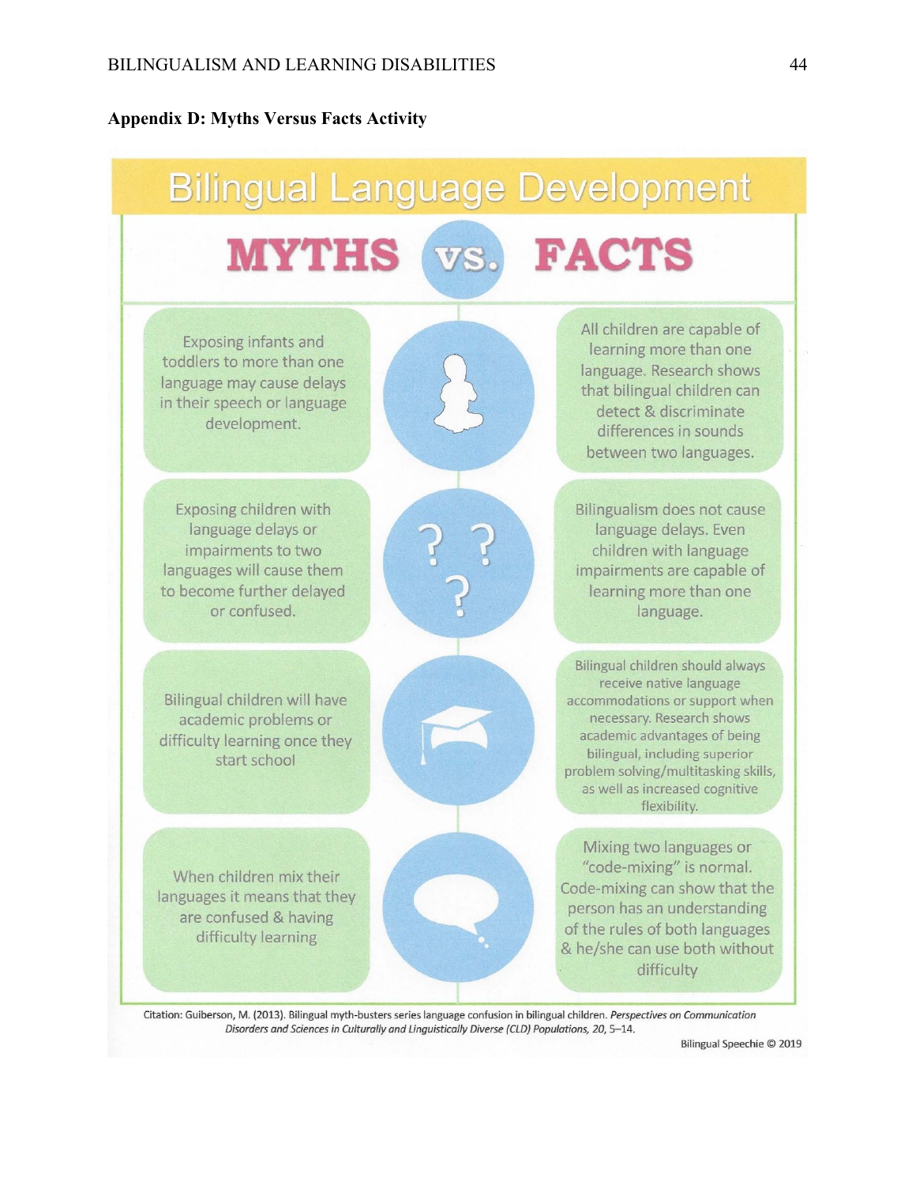## Appendix D: Myths Versus Facts Activity

# Bilingual Language Development

## MYTHS vs. FACTS

| MYTHS | FACTS |
| --- | --- |
| Exposing infants and toddlers to more than one language may cause delays in their speech or language development. | All children are capable of learning more than one language. Research shows that bilingual children can detect & discriminate differences in sounds between two languages. |
| Exposing children with language delays or impairments to two languages will cause them to become further delayed or confused. | Bilingualism does not cause language delays. Even children with language impairments are capable of learning more than one language. |
| Bilingual children will have academic problems or difficulty learning once they start school | Bilingual children should always receive native language accommodations or support when necessary. Research shows academic advantages of being bilingual, including superior problem solving/multitasking skills, as well as increased cognitive flexibility. |
| When children mix their languages it means that they are confused & having difficulty learning | Mixing two languages or "code-mixing" is normal. Code-mixing can show that the person has an understanding of the rules of both languages & he/she can use both without difficulty |

Citation: Guiberson, M. (2013). Bilingual myth-busters series language confusion in bilingual children. *Perspectives on Communication Disorders and Sciences in Culturally and Linguistically Diverse (CLD) Populations, 20*, 5–14.

Bilingual Speechie © 2019